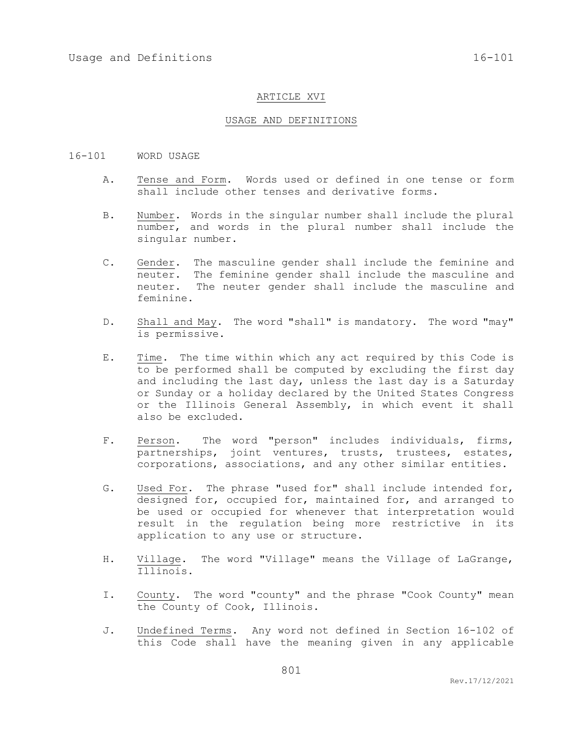# ARTICLE XVI

## USAGE AND DEFINITIONS

### 16-101 WORD USAGE

A. Tense and Form. Words used or defined in one tense or form shall include other tenses and derivative forms.

B. Number. Words in the singular number shall include the plural number, and words in the plural number shall include the singular number.

C. Gender. The masculine gender shall include the feminine and neuter. The feminine gender shall include the masculine and neuter. The neuter gender shall include the masculine and feminine.

D. Shall and May. The word "shall" is mandatory. The word "may" is permissive.

E. Time. The time within which any act required by this Code is to be performed shall be computed by excluding the first day and including the last day, unless the last day is a Saturday or Sunday or a holiday declared by the United States Congress or the Illinois General Assembly, in which event it shall also be excluded.

F. Person. The word "person" includes individuals, firms, partnerships, joint ventures, trusts, trustees, estates, corporations, associations, and any other similar entities.

G. Used For. The phrase "used for" shall include intended for, designed for, occupied for, maintained for, and arranged to be used or occupied for whenever that interpretation would result in the regulation being more restrictive in its application to any use or structure.

H. Village. The word "Village" means the Village of LaGrange, Illinois.

I. County. The word "county" and the phrase "Cook County" mean the County of Cook, Illinois.

J. Undefined Terms. Any word not defined in Section 16-102 of this Code shall have the meaning given in any applicable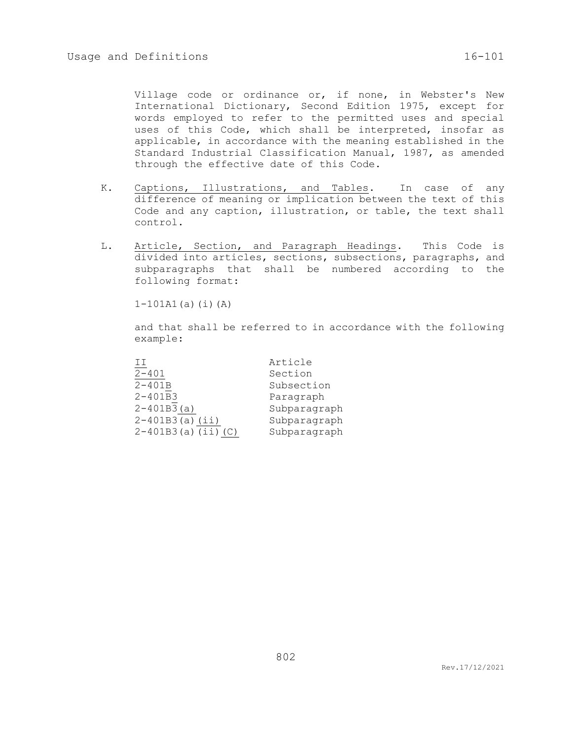Village code or ordinance or, if none, in Webster's New International Dictionary, Second Edition 1975, except for words employed to refer to the permitted uses and special uses of this Code, which shall be interpreted, insofar as applicable, in accordance with the meaning established in the Standard Industrial Classification Manual, 1987, as amended through the effective date of this Code.

K. Captions, Illustrations, and Tables. In case of any difference of meaning or implication between the text of this Code and any caption, illustration, or table, the text shall control.

L. Article, Section, and Paragraph Headings. This Code is divided into articles, sections, subsections, paragraphs, and subparagraphs that shall be numbered according to the following format:

1-101A1(a)(i)(A)

and that shall be referred to in accordance with the following example:

| | |
|---|---|
| II | Article |
| 2-401 | Section |
| 2-401B | Subsection |
| 2-401B3 | Paragraph |
| 2-401B3(a) | Subparagraph |
| 2-401B3(a)(ii) | Subparagraph |
| 2-401B3(a)(ii)(C) | Subparagraph |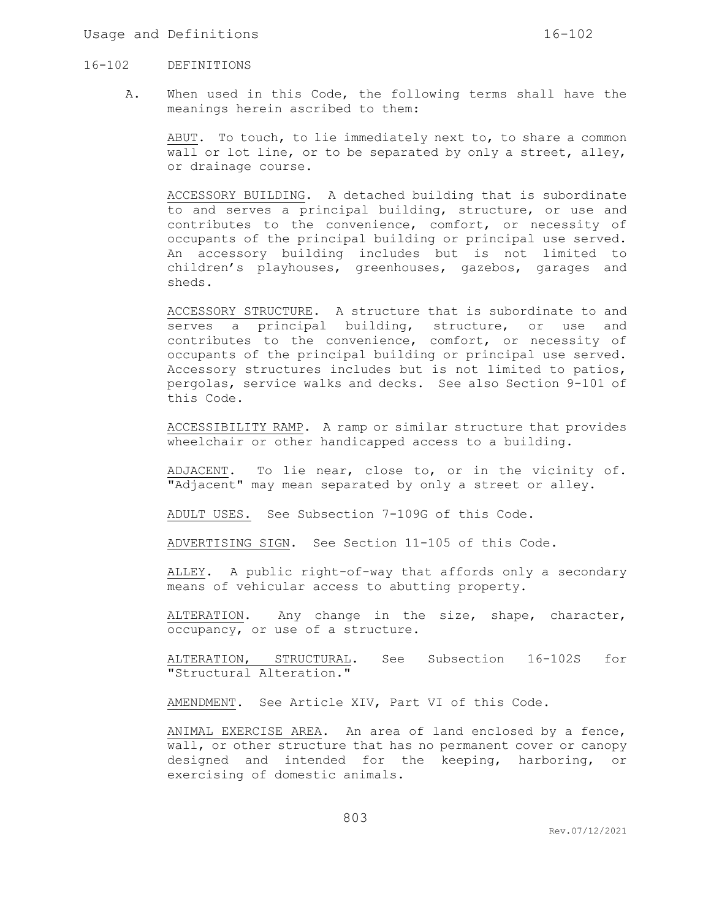## 16-102 DEFINITIONS

A. When used in this Code, the following terms shall have the meanings herein ascribed to them:

<u>ABUT</u>. To touch, to lie immediately next to, to share a common wall or lot line, or to be separated by only a street, alley, or drainage course.

<u>ACCESSORY BUILDING</u>. A detached building that is subordinate to and serves a principal building, structure, or use and contributes to the convenience, comfort, or necessity of occupants of the principal building or principal use served. An accessory building includes but is not limited to children's playhouses, greenhouses, gazebos, garages and sheds.

<u>ACCESSORY STRUCTURE</u>. A structure that is subordinate to and serves a principal building, structure, or use and contributes to the convenience, comfort, or necessity of occupants of the principal building or principal use served. Accessory structures includes but is not limited to patios, pergolas, service walks and decks. See also Section 9-101 of this Code.

<u>ACCESSIBILITY RAMP</u>. A ramp or similar structure that provides wheelchair or other handicapped access to a building.

<u>ADJACENT</u>. To lie near, close to, or in the vicinity of. "Adjacent" may mean separated by only a street or alley.

<u>ADULT USES.</u> See Subsection 7-109G of this Code.

<u>ADVERTISING SIGN</u>. See Section 11-105 of this Code.

<u>ALLEY</u>. A public right-of-way that affords only a secondary means of vehicular access to abutting property.

<u>ALTERATION</u>. Any change in the size, shape, character, occupancy, or use of a structure.

<u>ALTERATION, STRUCTURAL</u>. See Subsection 16-102S for "Structural Alteration."

<u>AMENDMENT</u>. See Article XIV, Part VI of this Code.

<u>ANIMAL EXERCISE AREA</u>. An area of land enclosed by a fence, wall, or other structure that has no permanent cover or canopy designed and intended for the keeping, harboring, or exercising of domestic animals.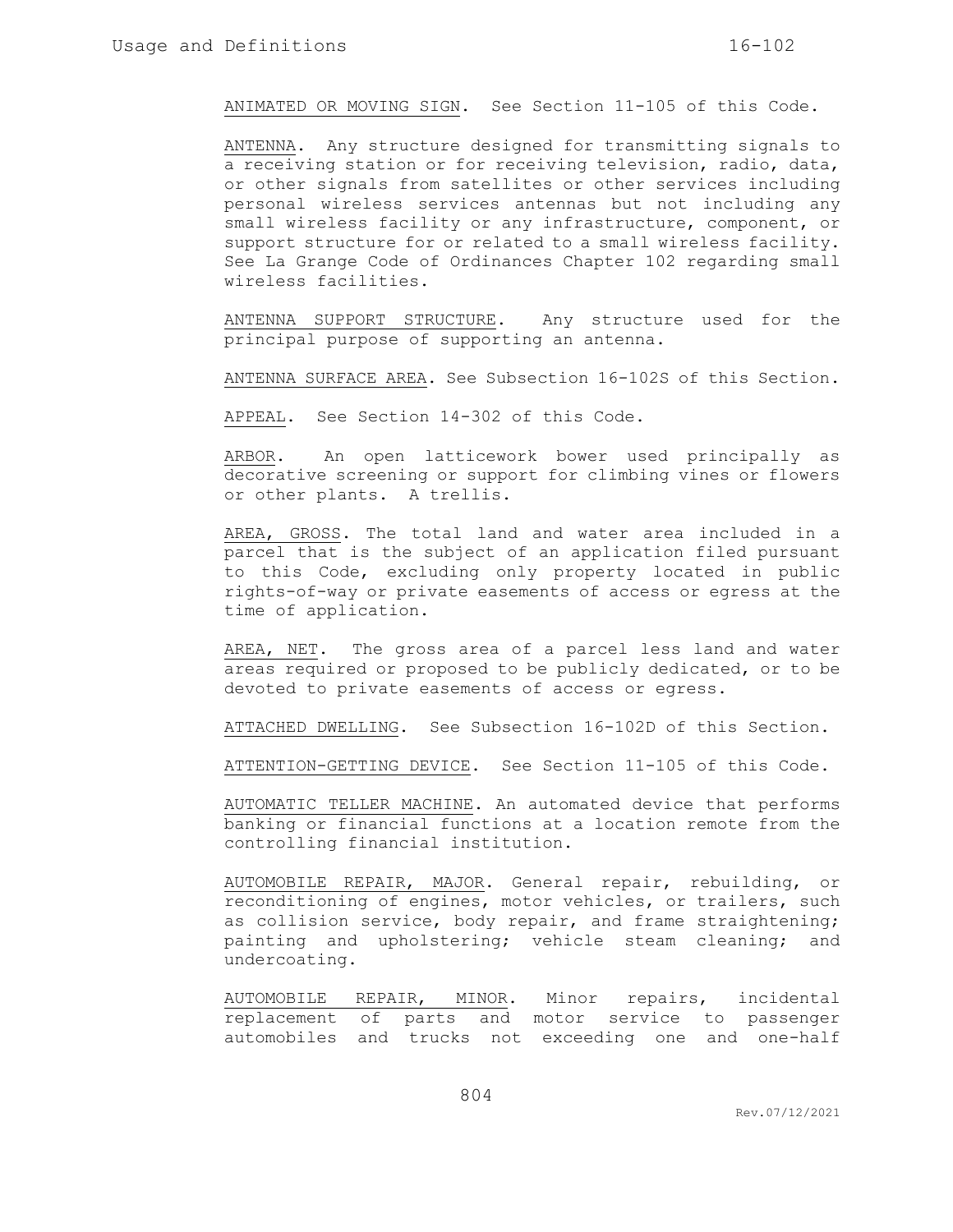<u>ANIMATED OR MOVING SIGN</u>. See Section 11-105 of this Code.

<u>ANTENNA</u>. Any structure designed for transmitting signals to a receiving station or for receiving television, radio, data, or other signals from satellites or other services including personal wireless services antennas but not including any small wireless facility or any infrastructure, component, or support structure for or related to a small wireless facility. See La Grange Code of Ordinances Chapter 102 regarding small wireless facilities.

<u>ANTENNA SUPPORT STRUCTURE</u>. Any structure used for the principal purpose of supporting an antenna.

<u>ANTENNA SURFACE AREA</u>. See Subsection 16-102S of this Section.

<u>APPEAL</u>. See Section 14-302 of this Code.

<u>ARBOR</u>. An open latticework bower used principally as decorative screening or support for climbing vines or flowers or other plants. A trellis.

<u>AREA, GROSS</u>. The total land and water area included in a parcel that is the subject of an application filed pursuant to this Code, excluding only property located in public rights-of-way or private easements of access or egress at the time of application.

<u>AREA, NET</u>. The gross area of a parcel less land and water areas required or proposed to be publicly dedicated, or to be devoted to private easements of access or egress.

<u>ATTACHED DWELLING</u>. See Subsection 16-102D of this Section.

<u>ATTENTION-GETTING DEVICE</u>. See Section 11-105 of this Code.

<u>AUTOMATIC TELLER MACHINE</u>. An automated device that performs banking or financial functions at a location remote from the controlling financial institution.

<u>AUTOMOBILE REPAIR, MAJOR</u>. General repair, rebuilding, or reconditioning of engines, motor vehicles, or trailers, such as collision service, body repair, and frame straightening; painting and upholstering; vehicle steam cleaning; and undercoating.

<u>AUTOMOBILE REPAIR, MINOR</u>. Minor repairs, incidental replacement of parts and motor service to passenger automobiles and trucks not exceeding one and one-half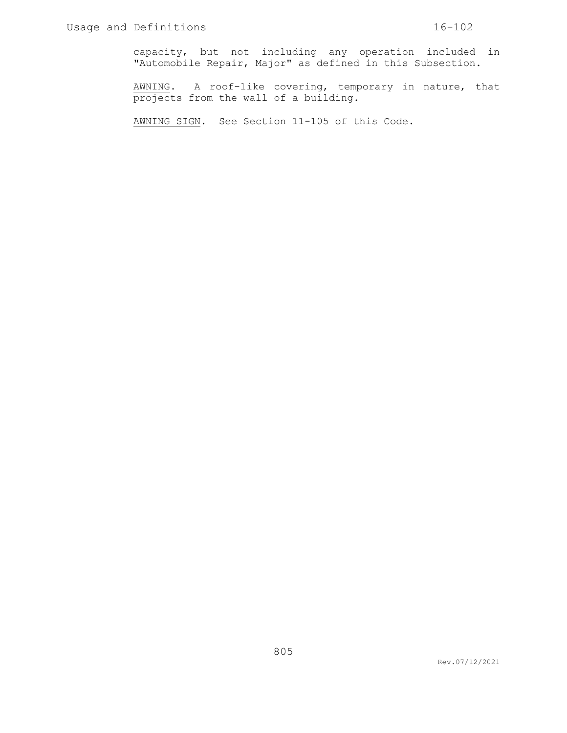capacity, but not including any operation included in "Automobile Repair, Major" as defined in this Subsection.

<u>AWNING</u>. A roof-like covering, temporary in nature, that projects from the wall of a building.

<u>AWNING SIGN</u>. See Section 11-105 of this Code.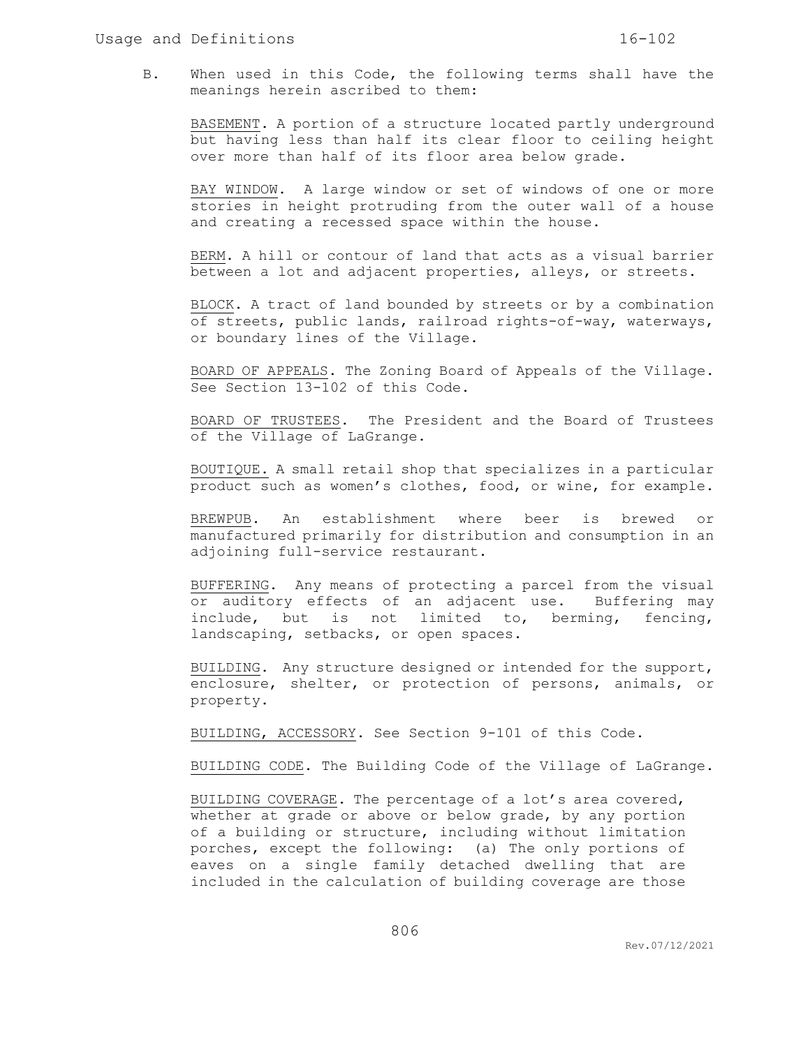B. When used in this Code, the following terms shall have the meanings herein ascribed to them:

<u>BASEMENT</u>. A portion of a structure located partly underground but having less than half its clear floor to ceiling height over more than half of its floor area below grade.

<u>BAY WINDOW</u>. A large window or set of windows of one or more stories in height protruding from the outer wall of a house and creating a recessed space within the house.

<u>BERM</u>. A hill or contour of land that acts as a visual barrier between a lot and adjacent properties, alleys, or streets.

<u>BLOCK</u>. A tract of land bounded by streets or by a combination of streets, public lands, railroad rights-of-way, waterways, or boundary lines of the Village.

<u>BOARD OF APPEALS</u>. The Zoning Board of Appeals of the Village. See Section 13-102 of this Code.

<u>BOARD OF TRUSTEES</u>. The President and the Board of Trustees of the Village of LaGrange.

<u>BOUTIQUE.</u> A small retail shop that specializes in a particular product such as women's clothes, food, or wine, for example.

<u>BREWPUB</u>. An establishment where beer is brewed or manufactured primarily for distribution and consumption in an adjoining full-service restaurant.

<u>BUFFERING</u>. Any means of protecting a parcel from the visual or auditory effects of an adjacent use. Buffering may include, but is not limited to, berming, fencing, landscaping, setbacks, or open spaces.

<u>BUILDING</u>. Any structure designed or intended for the support, enclosure, shelter, or protection of persons, animals, or property.

<u>BUILDING, ACCESSORY</u>. See Section 9-101 of this Code.

<u>BUILDING CODE</u>. The Building Code of the Village of LaGrange.

<u>BUILDING COVERAGE</u>. The percentage of a lot's area covered, whether at grade or above or below grade, by any portion of a building or structure, including without limitation porches, except the following: (a) The only portions of eaves on a single family detached dwelling that are included in the calculation of building coverage are those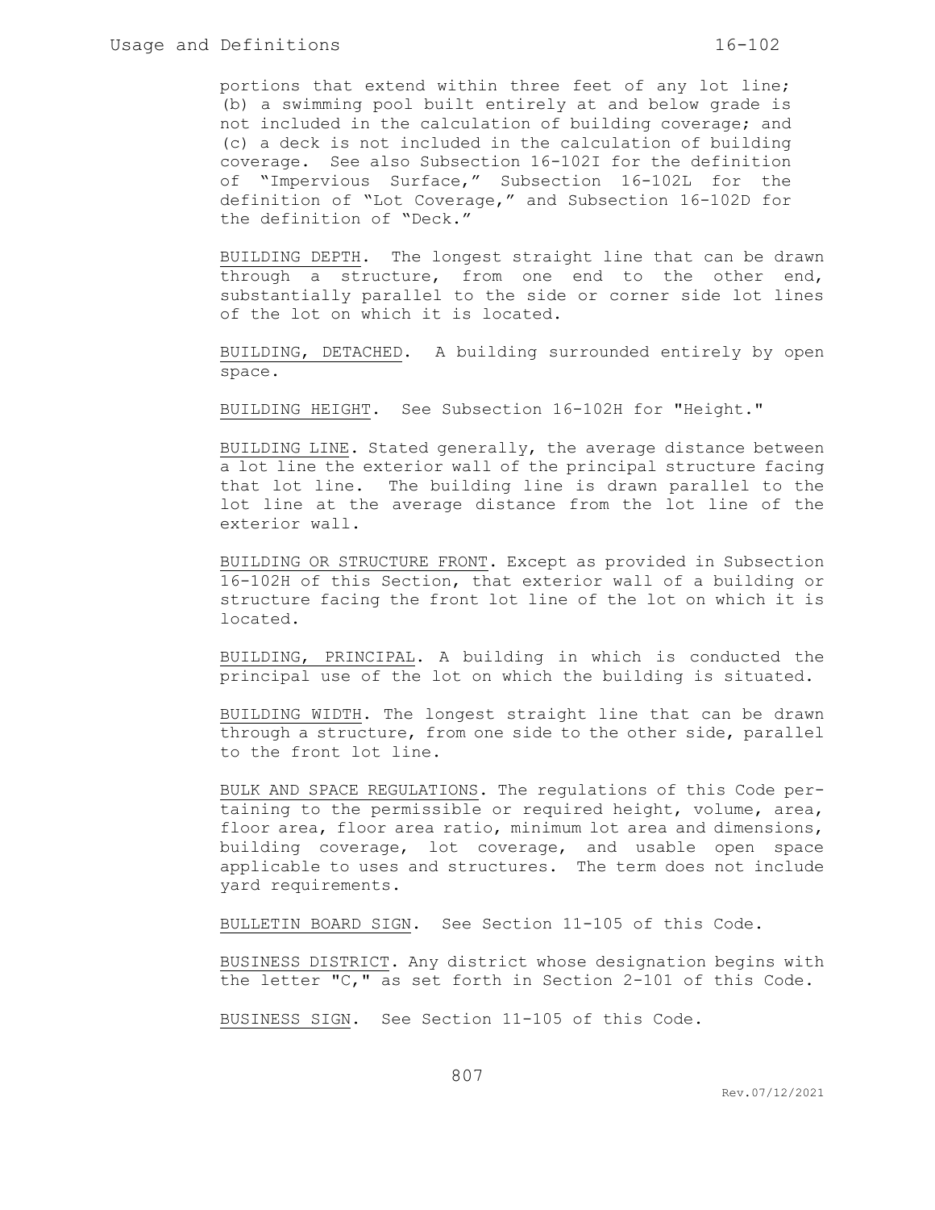portions that extend within three feet of any lot line; (b) a swimming pool built entirely at and below grade is not included in the calculation of building coverage; and (c) a deck is not included in the calculation of building coverage. See also Subsection 16-102I for the definition of "Impervious Surface," Subsection 16-102L for the definition of "Lot Coverage," and Subsection 16-102D for the definition of "Deck."

<u>BUILDING DEPTH</u>. The longest straight line that can be drawn through a structure, from one end to the other end, substantially parallel to the side or corner side lot lines of the lot on which it is located.

<u>BUILDING, DETACHED</u>. A building surrounded entirely by open space.

<u>BUILDING HEIGHT</u>. See Subsection 16-102H for "Height."

<u>BUILDING LINE</u>. Stated generally, the average distance between a lot line the exterior wall of the principal structure facing that lot line. The building line is drawn parallel to the lot line at the average distance from the lot line of the exterior wall.

<u>BUILDING OR STRUCTURE FRONT</u>. Except as provided in Subsection 16-102H of this Section, that exterior wall of a building or structure facing the front lot line of the lot on which it is located.

<u>BUILDING, PRINCIPAL</u>. A building in which is conducted the principal use of the lot on which the building is situated.

<u>BUILDING WIDTH</u>. The longest straight line that can be drawn through a structure, from one side to the other side, parallel to the front lot line.

<u>BULK AND SPACE REGULATIONS</u>. The regulations of this Code pertaining to the permissible or required height, volume, area, floor area, floor area ratio, minimum lot area and dimensions, building coverage, lot coverage, and usable open space applicable to uses and structures. The term does not include yard requirements.

<u>BULLETIN BOARD SIGN</u>. See Section 11-105 of this Code.

<u>BUSINESS DISTRICT</u>. Any district whose designation begins with the letter "C," as set forth in Section 2-101 of this Code.

<u>BUSINESS SIGN</u>. See Section 11-105 of this Code.

Rev.07/12/2021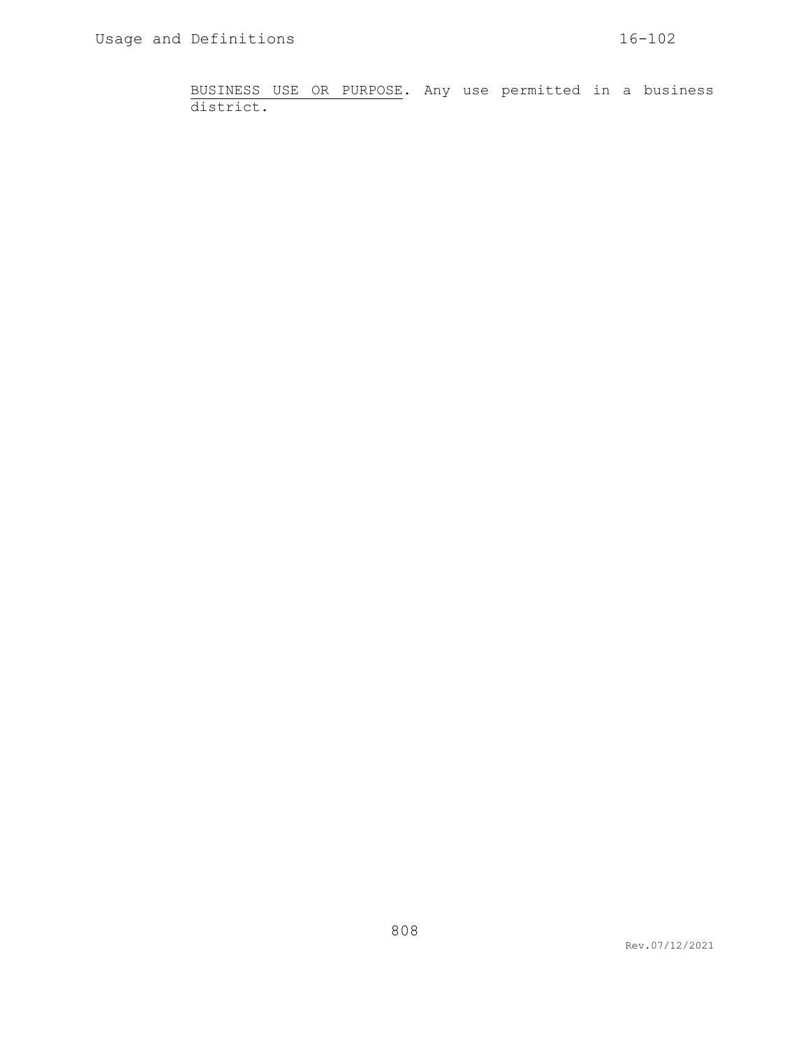BUSINESS USE OR PURPOSE. Any use permitted in a business district.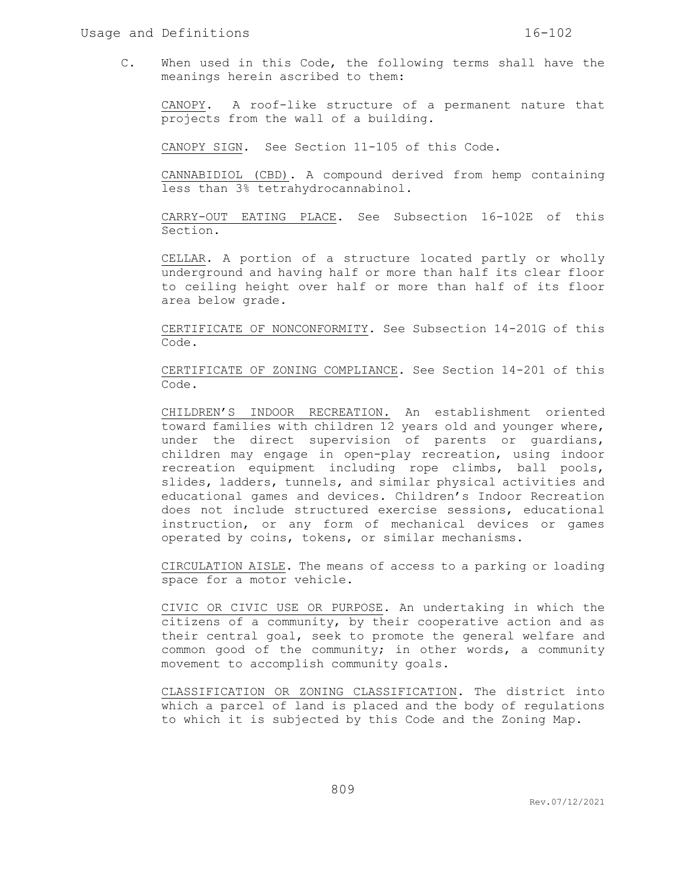C. When used in this Code, the following terms shall have the meanings herein ascribed to them:

CANOPY. A roof-like structure of a permanent nature that projects from the wall of a building.

CANOPY SIGN. See Section 11-105 of this Code.

CANNABIDIOL (CBD). A compound derived from hemp containing less than 3% tetrahydrocannabinol.

CARRY-OUT EATING PLACE. See Subsection 16-102E of this Section.

CELLAR. A portion of a structure located partly or wholly underground and having half or more than half its clear floor to ceiling height over half or more than half of its floor area below grade.

CERTIFICATE OF NONCONFORMITY. See Subsection 14-201G of this Code.

CERTIFICATE OF ZONING COMPLIANCE. See Section 14-201 of this Code.

CHILDREN'S INDOOR RECREATION. An establishment oriented toward families with children 12 years old and younger where, under the direct supervision of parents or guardians, children may engage in open-play recreation, using indoor recreation equipment including rope climbs, ball pools, slides, ladders, tunnels, and similar physical activities and educational games and devices. Children's Indoor Recreation does not include structured exercise sessions, educational instruction, or any form of mechanical devices or games operated by coins, tokens, or similar mechanisms.

CIRCULATION AISLE. The means of access to a parking or loading space for a motor vehicle.

CIVIC OR CIVIC USE OR PURPOSE. An undertaking in which the citizens of a community, by their cooperative action and as their central goal, seek to promote the general welfare and common good of the community; in other words, a community movement to accomplish community goals.

CLASSIFICATION OR ZONING CLASSIFICATION. The district into which a parcel of land is placed and the body of regulations to which it is subjected by this Code and the Zoning Map.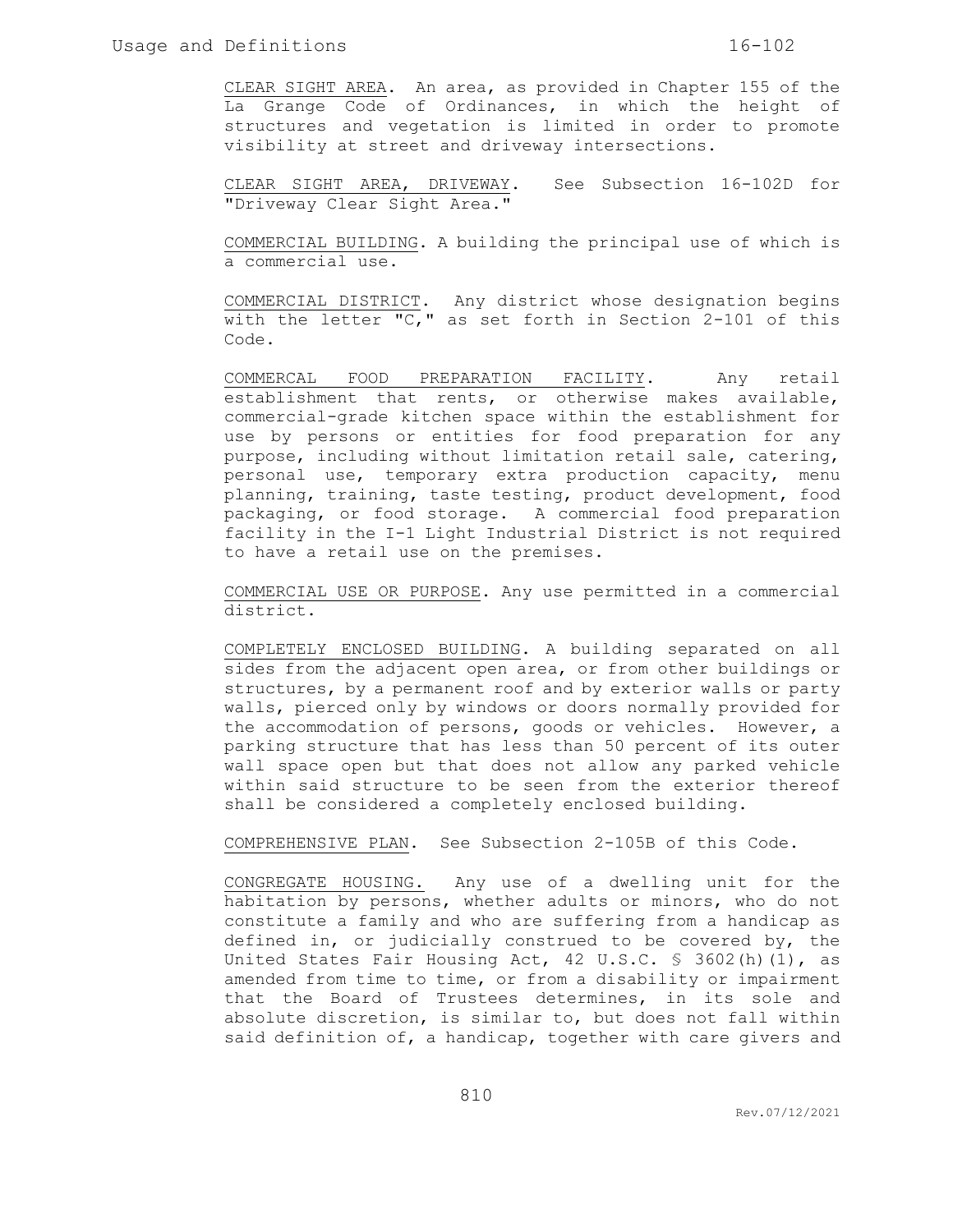<u>CLEAR SIGHT AREA</u>. An area, as provided in Chapter 155 of the La Grange Code of Ordinances, in which the height of structures and vegetation is limited in order to promote visibility at street and driveway intersections.

<u>CLEAR SIGHT AREA, DRIVEWAY</u>. See Subsection 16-102D for "Driveway Clear Sight Area."

<u>COMMERCIAL BUILDING</u>. A building the principal use of which is a commercial use.

<u>COMMERCIAL DISTRICT</u>. Any district whose designation begins with the letter "C," as set forth in Section 2-101 of this Code.

<u>COMMERCAL FOOD PREPARATION FACILITY</u>. Any retail establishment that rents, or otherwise makes available, commercial-grade kitchen space within the establishment for use by persons or entities for food preparation for any purpose, including without limitation retail sale, catering, personal use, temporary extra production capacity, menu planning, training, taste testing, product development, food packaging, or food storage. A commercial food preparation facility in the I-1 Light Industrial District is not required to have a retail use on the premises.

<u>COMMERCIAL USE OR PURPOSE</u>. Any use permitted in a commercial district.

<u>COMPLETELY ENCLOSED BUILDING</u>. A building separated on all sides from the adjacent open area, or from other buildings or structures, by a permanent roof and by exterior walls or party walls, pierced only by windows or doors normally provided for the accommodation of persons, goods or vehicles. However, a parking structure that has less than 50 percent of its outer wall space open but that does not allow any parked vehicle within said structure to be seen from the exterior thereof shall be considered a completely enclosed building.

<u>COMPREHENSIVE PLAN</u>. See Subsection 2-105B of this Code.

<u>CONGREGATE HOUSING.</u> Any use of a dwelling unit for the habitation by persons, whether adults or minors, who do not constitute a family and who are suffering from a handicap as defined in, or judicially construed to be covered by, the United States Fair Housing Act, 42 U.S.C. § 3602(h)(1), as amended from time to time, or from a disability or impairment that the Board of Trustees determines, in its sole and absolute discretion, is similar to, but does not fall within said definition of, a handicap, together with care givers and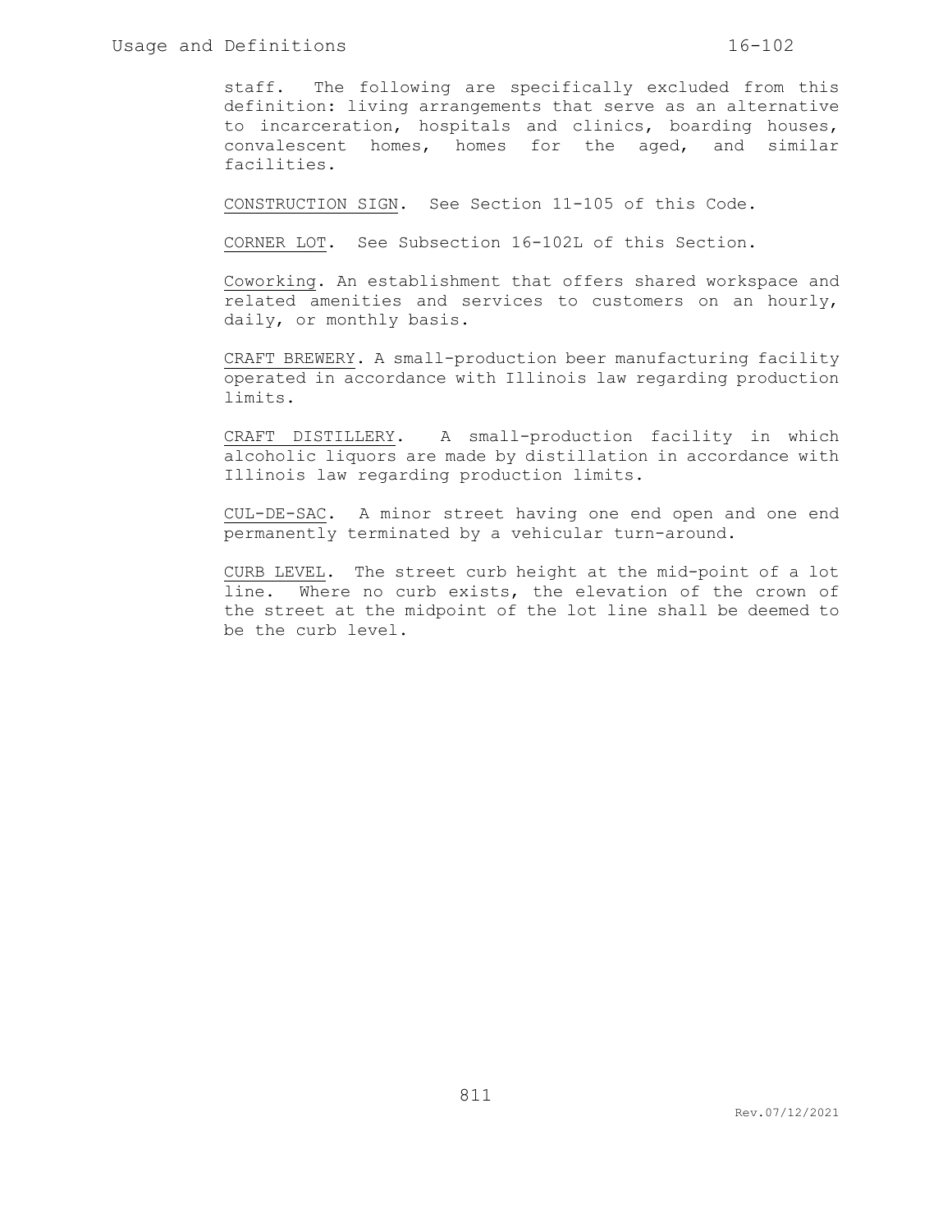staff. The following are specifically excluded from this definition: living arrangements that serve as an alternative to incarceration, hospitals and clinics, boarding houses, convalescent homes, homes for the aged, and similar facilities.

CONSTRUCTION SIGN. See Section 11-105 of this Code.

CORNER LOT. See Subsection 16-102L of this Section.

Coworking. An establishment that offers shared workspace and related amenities and services to customers on an hourly, daily, or monthly basis.

CRAFT BREWERY. A small-production beer manufacturing facility operated in accordance with Illinois law regarding production limits.

CRAFT DISTILLERY. A small-production facility in which alcoholic liquors are made by distillation in accordance with Illinois law regarding production limits.

CUL-DE-SAC. A minor street having one end open and one end permanently terminated by a vehicular turn-around.

CURB LEVEL. The street curb height at the mid-point of a lot line. Where no curb exists, the elevation of the crown of the street at the midpoint of the lot line shall be deemed to be the curb level.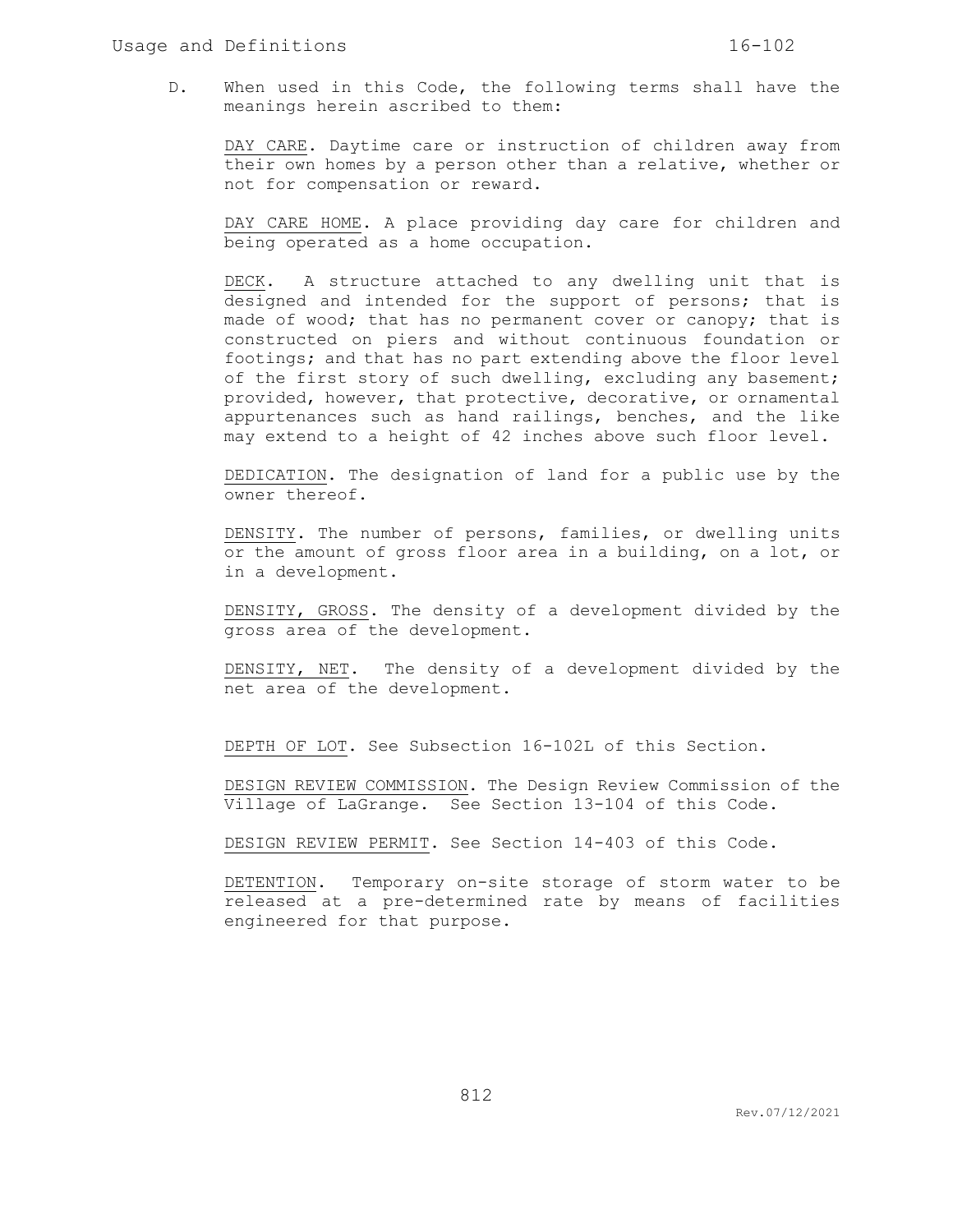D. When used in this Code, the following terms shall have the meanings herein ascribed to them:

DAY CARE. Daytime care or instruction of children away from their own homes by a person other than a relative, whether or not for compensation or reward.

DAY CARE HOME. A place providing day care for children and being operated as a home occupation.

DECK. A structure attached to any dwelling unit that is designed and intended for the support of persons; that is made of wood; that has no permanent cover or canopy; that is constructed on piers and without continuous foundation or footings; and that has no part extending above the floor level of the first story of such dwelling, excluding any basement; provided, however, that protective, decorative, or ornamental appurtenances such as hand railings, benches, and the like may extend to a height of 42 inches above such floor level.

DEDICATION. The designation of land for a public use by the owner thereof.

DENSITY. The number of persons, families, or dwelling units or the amount of gross floor area in a building, on a lot, or in a development.

DENSITY, GROSS. The density of a development divided by the gross area of the development.

DENSITY, NET. The density of a development divided by the net area of the development.

DEPTH OF LOT. See Subsection 16-102L of this Section.

DESIGN REVIEW COMMISSION. The Design Review Commission of the Village of LaGrange. See Section 13-104 of this Code.

DESIGN REVIEW PERMIT. See Section 14-403 of this Code.

DETENTION. Temporary on-site storage of storm water to be released at a pre-determined rate by means of facilities engineered for that purpose.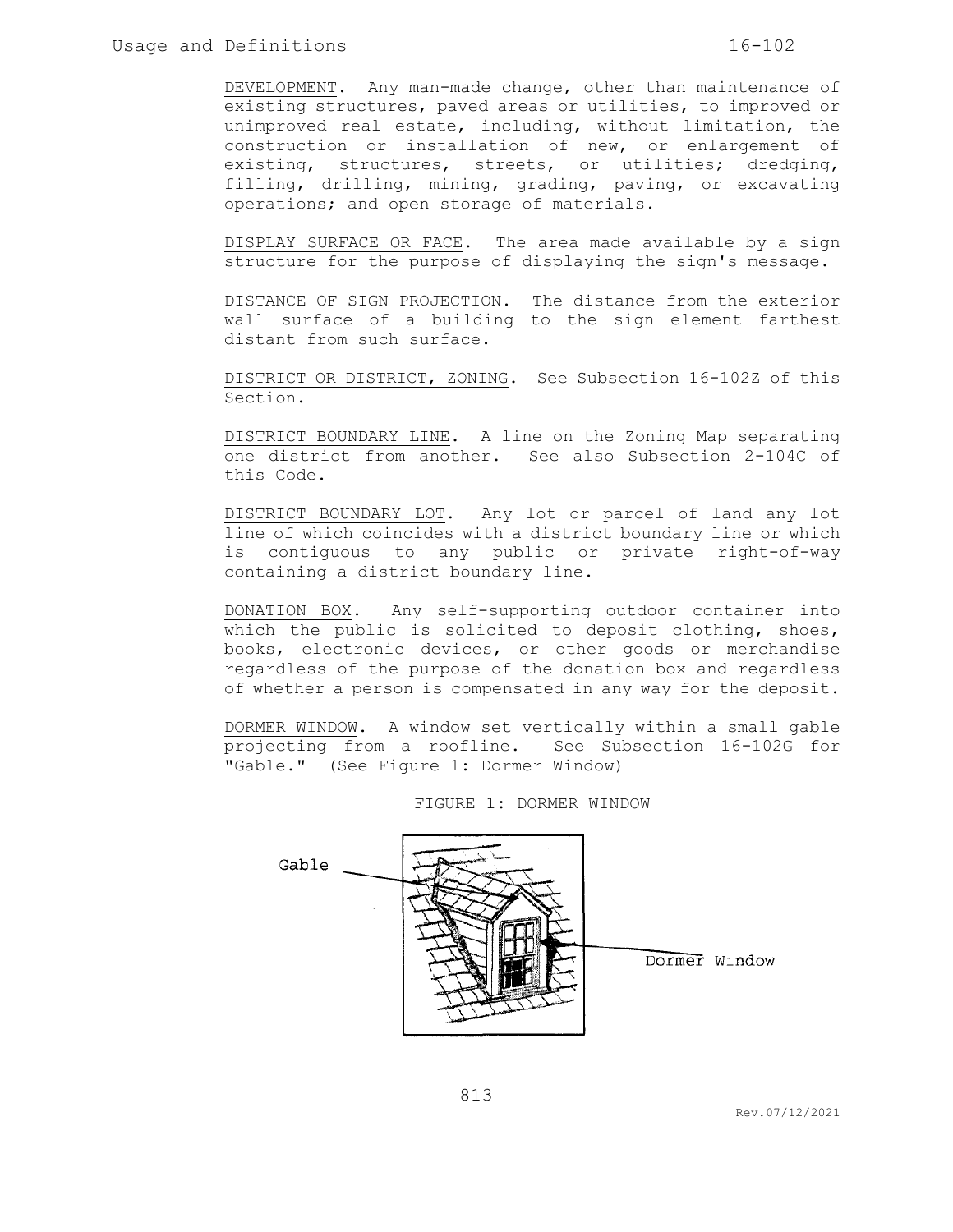DEVELOPMENT. Any man-made change, other than maintenance of existing structures, paved areas or utilities, to improved or unimproved real estate, including, without limitation, the construction or installation of new, or enlargement of existing, structures, streets, or utilities; dredging, filling, drilling, mining, grading, paving, or excavating operations; and open storage of materials.

DISPLAY SURFACE OR FACE. The area made available by a sign structure for the purpose of displaying the sign's message.

DISTANCE OF SIGN PROJECTION. The distance from the exterior wall surface of a building to the sign element farthest distant from such surface.

DISTRICT OR DISTRICT, ZONING. See Subsection 16-102Z of this Section.

DISTRICT BOUNDARY LINE. A line on the Zoning Map separating one district from another. See also Subsection 2-104C of this Code.

DISTRICT BOUNDARY LOT. Any lot or parcel of land any lot line of which coincides with a district boundary line or which is contiguous to any public or private right-of-way containing a district boundary line.

DONATION BOX. Any self-supporting outdoor container into which the public is solicited to deposit clothing, shoes, books, electronic devices, or other goods or merchandise regardless of the purpose of the donation box and regardless of whether a person is compensated in any way for the deposit.

DORMER WINDOW. A window set vertically within a small gable projecting from a roofline. See Subsection 16-102G for "Gable." (See Figure 1: Dormer Window)

FIGURE 1: DORMER WINDOW

Gable

Dormer Window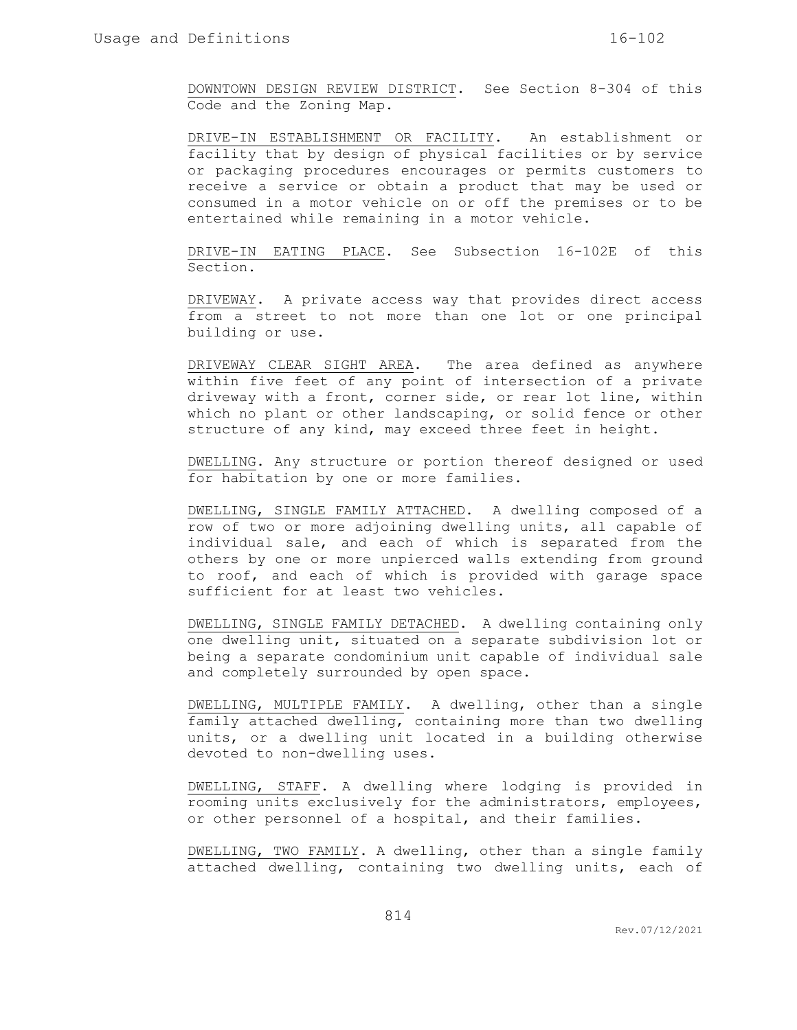DOWNTOWN DESIGN REVIEW DISTRICT. See Section 8-304 of this Code and the Zoning Map.

DRIVE-IN ESTABLISHMENT OR FACILITY. An establishment or facility that by design of physical facilities or by service or packaging procedures encourages or permits customers to receive a service or obtain a product that may be used or consumed in a motor vehicle on or off the premises or to be entertained while remaining in a motor vehicle.

DRIVE-IN EATING PLACE. See Subsection 16-102E of this Section.

DRIVEWAY. A private access way that provides direct access from a street to not more than one lot or one principal building or use.

DRIVEWAY CLEAR SIGHT AREA. The area defined as anywhere within five feet of any point of intersection of a private driveway with a front, corner side, or rear lot line, within which no plant or other landscaping, or solid fence or other structure of any kind, may exceed three feet in height.

DWELLING. Any structure or portion thereof designed or used for habitation by one or more families.

DWELLING, SINGLE FAMILY ATTACHED. A dwelling composed of a row of two or more adjoining dwelling units, all capable of individual sale, and each of which is separated from the others by one or more unpierced walls extending from ground to roof, and each of which is provided with garage space sufficient for at least two vehicles.

DWELLING, SINGLE FAMILY DETACHED. A dwelling containing only one dwelling unit, situated on a separate subdivision lot or being a separate condominium unit capable of individual sale and completely surrounded by open space.

DWELLING, MULTIPLE FAMILY. A dwelling, other than a single family attached dwelling, containing more than two dwelling units, or a dwelling unit located in a building otherwise devoted to non-dwelling uses.

DWELLING, STAFF. A dwelling where lodging is provided in rooming units exclusively for the administrators, employees, or other personnel of a hospital, and their families.

DWELLING, TWO FAMILY. A dwelling, other than a single family attached dwelling, containing two dwelling units, each of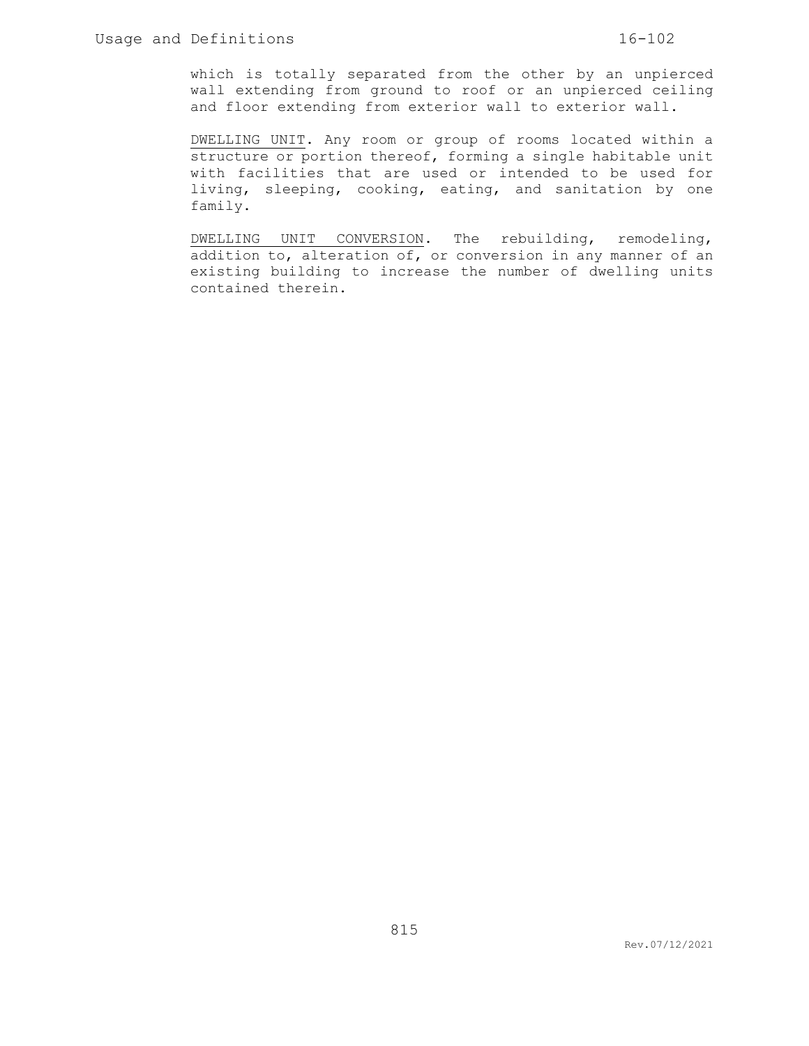which is totally separated from the other by an unpierced wall extending from ground to roof or an unpierced ceiling and floor extending from exterior wall to exterior wall.

<u>DWELLING UNIT</u>. Any room or group of rooms located within a structure or portion thereof, forming a single habitable unit with facilities that are used or intended to be used for living, sleeping, cooking, eating, and sanitation by one family.

<u>DWELLING UNIT CONVERSION</u>. The rebuilding, remodeling, addition to, alteration of, or conversion in any manner of an existing building to increase the number of dwelling units contained therein.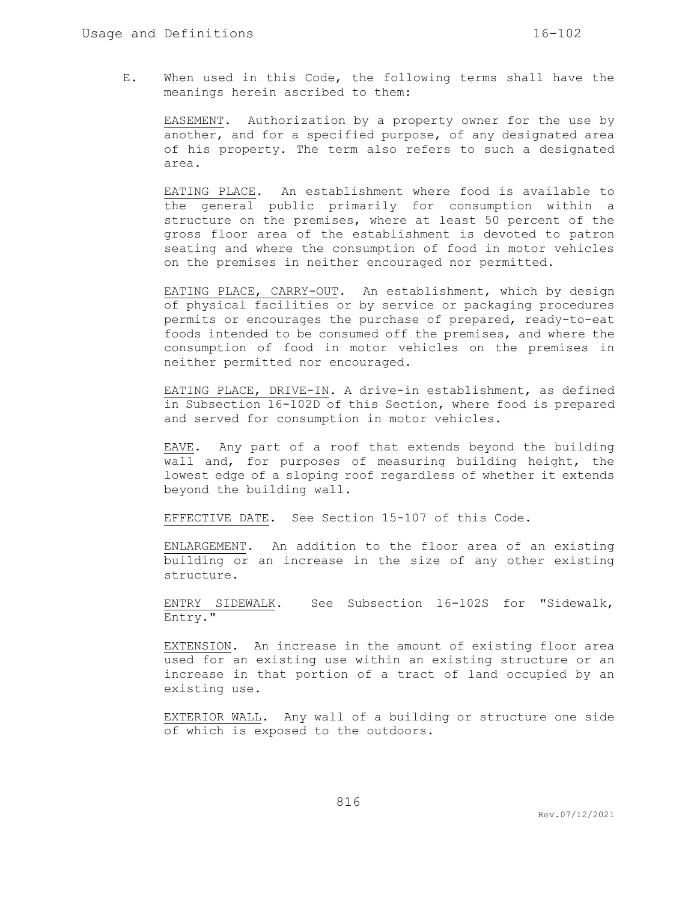E. When used in this Code, the following terms shall have the meanings herein ascribed to them:

<u>EASEMENT</u>. Authorization by a property owner for the use by another, and for a specified purpose, of any designated area of his property. The term also refers to such a designated area.

<u>EATING PLACE</u>. An establishment where food is available to the general public primarily for consumption within a structure on the premises, where at least 50 percent of the gross floor area of the establishment is devoted to patron seating and where the consumption of food in motor vehicles on the premises in neither encouraged nor permitted.

<u>EATING PLACE, CARRY-OUT</u>. An establishment, which by design of physical facilities or by service or packaging procedures permits or encourages the purchase of prepared, ready-to-eat foods intended to be consumed off the premises, and where the consumption of food in motor vehicles on the premises in neither permitted nor encouraged.

<u>EATING PLACE, DRIVE-IN</u>. A drive-in establishment, as defined in Subsection 16-102D of this Section, where food is prepared and served for consumption in motor vehicles.

<u>EAVE</u>. Any part of a roof that extends beyond the building wall and, for purposes of measuring building height, the lowest edge of a sloping roof regardless of whether it extends beyond the building wall.

<u>EFFECTIVE DATE</u>. See Section 15-107 of this Code.

<u>ENLARGEMENT</u>. An addition to the floor area of an existing building or an increase in the size of any other existing structure.

<u>ENTRY SIDEWALK</u>. See Subsection 16-102S for "Sidewalk, Entry."

<u>EXTENSION</u>. An increase in the amount of existing floor area used for an existing use within an existing structure or an increase in that portion of a tract of land occupied by an existing use.

<u>EXTERIOR WALL</u>. Any wall of a building or structure one side of which is exposed to the outdoors.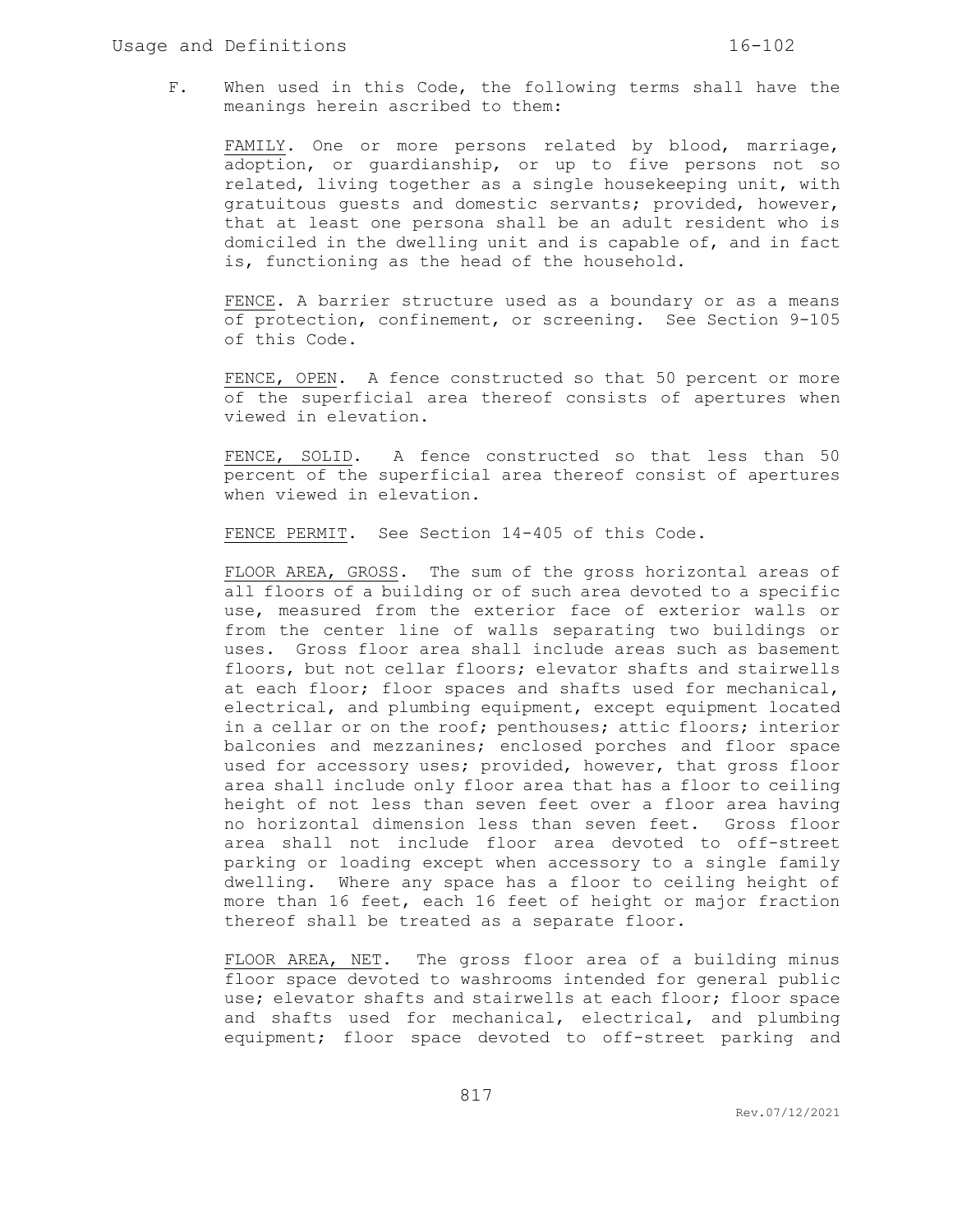F. When used in this Code, the following terms shall have the meanings herein ascribed to them:

<u>FAMILY</u>. One or more persons related by blood, marriage, adoption, or guardianship, or up to five persons not so related, living together as a single housekeeping unit, with gratuitous guests and domestic servants; provided, however, that at least one persona shall be an adult resident who is domiciled in the dwelling unit and is capable of, and in fact is, functioning as the head of the household.

<u>FENCE</u>. A barrier structure used as a boundary or as a means of protection, confinement, or screening. See Section 9-105 of this Code.

<u>FENCE, OPEN</u>. A fence constructed so that 50 percent or more of the superficial area thereof consists of apertures when viewed in elevation.

<u>FENCE, SOLID</u>. A fence constructed so that less than 50 percent of the superficial area thereof consist of apertures when viewed in elevation.

<u>FENCE PERMIT</u>. See Section 14-405 of this Code.

<u>FLOOR AREA, GROSS</u>. The sum of the gross horizontal areas of all floors of a building or of such area devoted to a specific use, measured from the exterior face of exterior walls or from the center line of walls separating two buildings or uses. Gross floor area shall include areas such as basement floors, but not cellar floors; elevator shafts and stairwells at each floor; floor spaces and shafts used for mechanical, electrical, and plumbing equipment, except equipment located in a cellar or on the roof; penthouses; attic floors; interior balconies and mezzanines; enclosed porches and floor space used for accessory uses; provided, however, that gross floor area shall include only floor area that has a floor to ceiling height of not less than seven feet over a floor area having no horizontal dimension less than seven feet. Gross floor area shall not include floor area devoted to off-street parking or loading except when accessory to a single family dwelling. Where any space has a floor to ceiling height of more than 16 feet, each 16 feet of height or major fraction thereof shall be treated as a separate floor.

<u>FLOOR AREA, NET</u>. The gross floor area of a building minus floor space devoted to washrooms intended for general public use; elevator shafts and stairwells at each floor; floor space and shafts used for mechanical, electrical, and plumbing equipment; floor space devoted to off-street parking and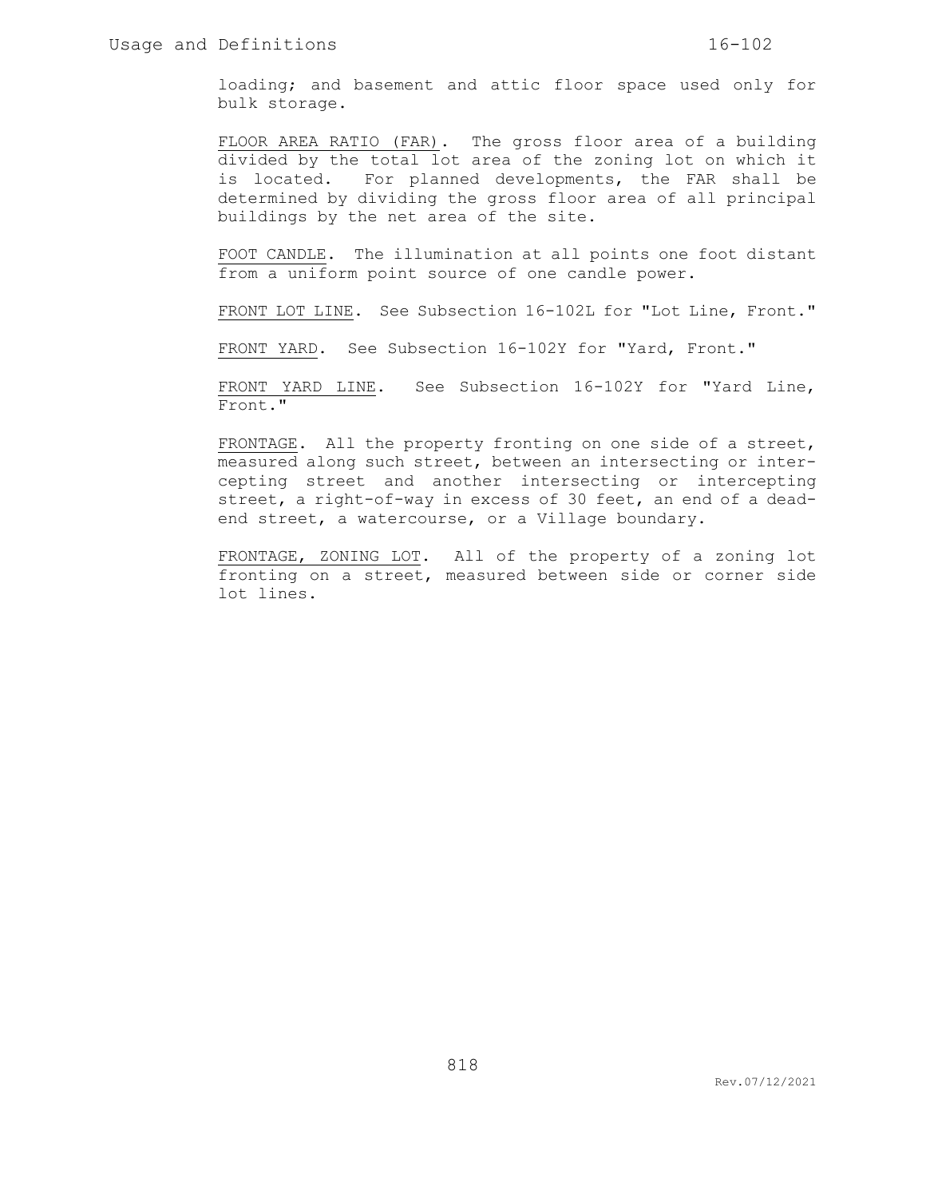loading; and basement and attic floor space used only for bulk storage.

<u>FLOOR AREA RATIO (FAR)</u>. The gross floor area of a building divided by the total lot area of the zoning lot on which it is located. For planned developments, the FAR shall be determined by dividing the gross floor area of all principal buildings by the net area of the site.

<u>FOOT CANDLE</u>. The illumination at all points one foot distant from a uniform point source of one candle power.

<u>FRONT LOT LINE</u>. See Subsection 16-102L for "Lot Line, Front."

<u>FRONT YARD</u>. See Subsection 16-102Y for "Yard, Front."

<u>FRONT YARD LINE</u>. See Subsection 16-102Y for "Yard Line, Front."

<u>FRONTAGE</u>. All the property fronting on one side of a street, measured along such street, between an intersecting or intercepting street and another intersecting or intercepting street, a right-of-way in excess of 30 feet, an end of a dead-end street, a watercourse, or a Village boundary.

<u>FRONTAGE, ZONING LOT</u>. All of the property of a zoning lot fronting on a street, measured between side or corner side lot lines.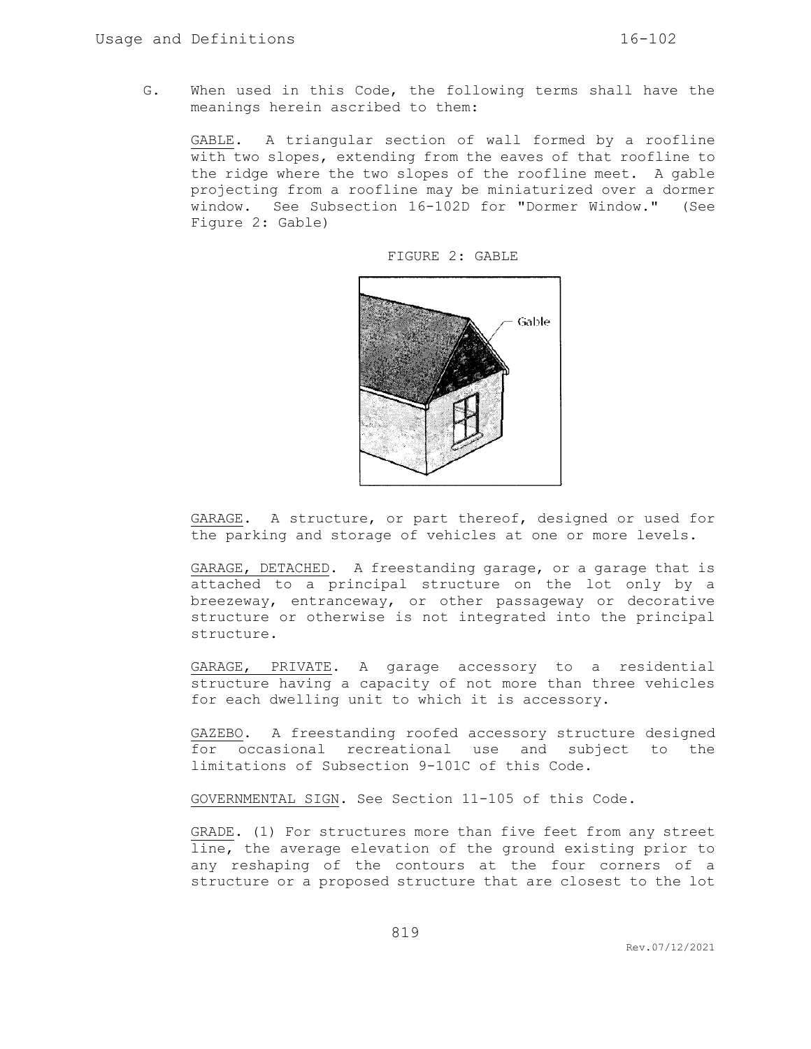G. When used in this Code, the following terms shall have the meanings herein ascribed to them:

GABLE. A triangular section of wall formed by a roofline with two slopes, extending from the eaves of that roofline to the ridge where the two slopes of the roofline meet. A gable projecting from a roofline may be miniaturized over a dormer window. See Subsection 16-102D for "Dormer Window." (See Figure 2: Gable)

FIGURE 2: GABLE

GARAGE. A structure, or part thereof, designed or used for the parking and storage of vehicles at one or more levels.

GARAGE, DETACHED. A freestanding garage, or a garage that is attached to a principal structure on the lot only by a breezeway, entranceway, or other passageway or decorative structure or otherwise is not integrated into the principal structure.

GARAGE, PRIVATE. A garage accessory to a residential structure having a capacity of not more than three vehicles for each dwelling unit to which it is accessory.

GAZEBO. A freestanding roofed accessory structure designed for occasional recreational use and subject to the limitations of Subsection 9-101C of this Code.

GOVERNMENTAL SIGN. See Section 11-105 of this Code.

GRADE. (1) For structures more than five feet from any street line, the average elevation of the ground existing prior to any reshaping of the contours at the four corners of a structure or a proposed structure that are closest to the lot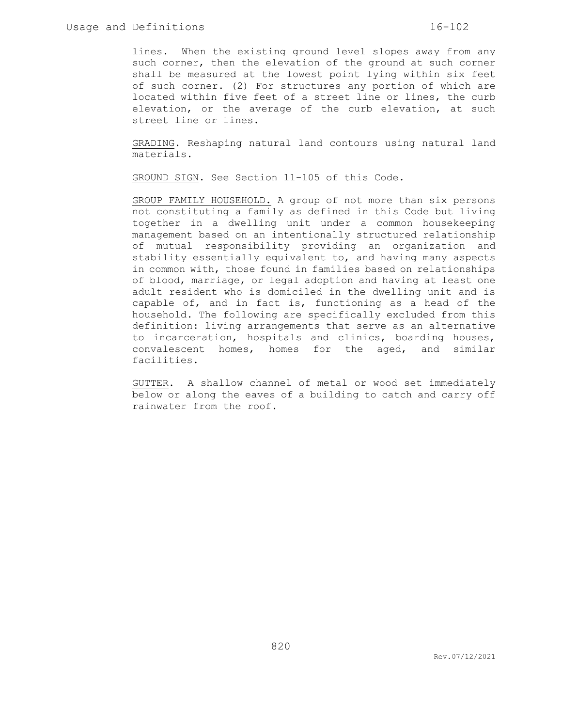lines. When the existing ground level slopes away from any such corner, then the elevation of the ground at such corner shall be measured at the lowest point lying within six feet of such corner. (2) For structures any portion of which are located within five feet of a street line or lines, the curb elevation, or the average of the curb elevation, at such street line or lines.

GRADING. Reshaping natural land contours using natural land materials.

GROUND SIGN. See Section 11-105 of this Code.

GROUP FAMILY HOUSEHOLD. A group of not more than six persons not constituting a family as defined in this Code but living together in a dwelling unit under a common housekeeping management based on an intentionally structured relationship of mutual responsibility providing an organization and stability essentially equivalent to, and having many aspects in common with, those found in families based on relationships of blood, marriage, or legal adoption and having at least one adult resident who is domiciled in the dwelling unit and is capable of, and in fact is, functioning as a head of the household. The following are specifically excluded from this definition: living arrangements that serve as an alternative to incarceration, hospitals and clinics, boarding houses, convalescent homes, homes for the aged, and similar facilities.

GUTTER. A shallow channel of metal or wood set immediately below or along the eaves of a building to catch and carry off rainwater from the roof.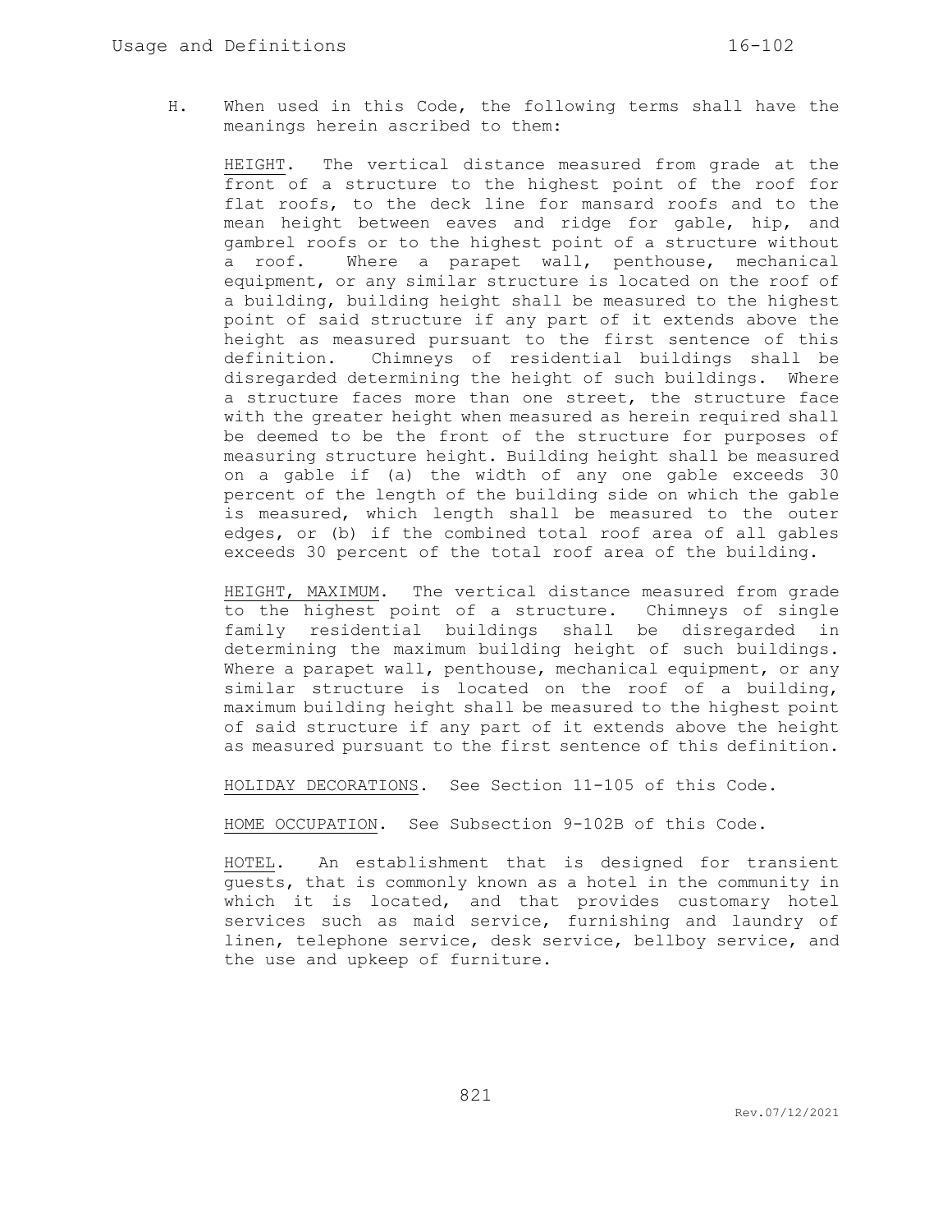H. When used in this Code, the following terms shall have the meanings herein ascribed to them:

<u>HEIGHT</u>. The vertical distance measured from grade at the front of a structure to the highest point of the roof for flat roofs, to the deck line for mansard roofs and to the mean height between eaves and ridge for gable, hip, and gambrel roofs or to the highest point of a structure without a roof. Where a parapet wall, penthouse, mechanical equipment, or any similar structure is located on the roof of a building, building height shall be measured to the highest point of said structure if any part of it extends above the height as measured pursuant to the first sentence of this definition. Chimneys of residential buildings shall be disregarded determining the height of such buildings. Where a structure faces more than one street, the structure face with the greater height when measured as herein required shall be deemed to be the front of the structure for purposes of measuring structure height. Building height shall be measured on a gable if (a) the width of any one gable exceeds 30 percent of the length of the building side on which the gable is measured, which length shall be measured to the outer edges, or (b) if the combined total roof area of all gables exceeds 30 percent of the total roof area of the building.

<u>HEIGHT, MAXIMUM</u>. The vertical distance measured from grade to the highest point of a structure. Chimneys of single family residential buildings shall be disregarded in determining the maximum building height of such buildings. Where a parapet wall, penthouse, mechanical equipment, or any similar structure is located on the roof of a building, maximum building height shall be measured to the highest point of said structure if any part of it extends above the height as measured pursuant to the first sentence of this definition.

<u>HOLIDAY DECORATIONS</u>. See Section 11-105 of this Code.

<u>HOME OCCUPATION</u>. See Subsection 9-102B of this Code.

<u>HOTEL</u>. An establishment that is designed for transient guests, that is commonly known as a hotel in the community in which it is located, and that provides customary hotel services such as maid service, furnishing and laundry of linen, telephone service, desk service, bellboy service, and the use and upkeep of furniture.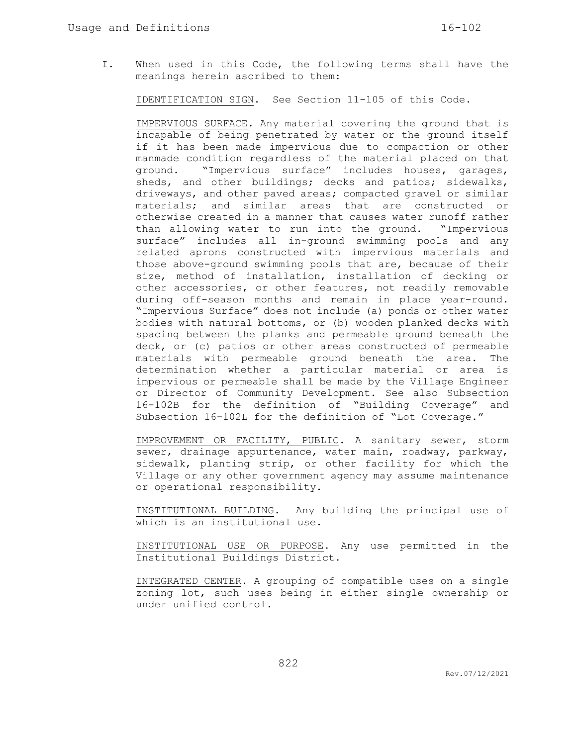I. When used in this Code, the following terms shall have the meanings herein ascribed to them:

<u>IDENTIFICATION SIGN</u>. See Section 11-105 of this Code.

<u>IMPERVIOUS SURFACE</u>. Any material covering the ground that is incapable of being penetrated by water or the ground itself if it has been made impervious due to compaction or other manmade condition regardless of the material placed on that ground. "Impervious surface" includes houses, garages, sheds, and other buildings; decks and patios; sidewalks, driveways, and other paved areas; compacted gravel or similar materials; and similar areas that are constructed or otherwise created in a manner that causes water runoff rather than allowing water to run into the ground. "Impervious surface" includes all in-ground swimming pools and any related aprons constructed with impervious materials and those above-ground swimming pools that are, because of their size, method of installation, installation of decking or other accessories, or other features, not readily removable during off-season months and remain in place year-round. "Impervious Surface" does not include (a) ponds or other water bodies with natural bottoms, or (b) wooden planked decks with spacing between the planks and permeable ground beneath the deck, or (c) patios or other areas constructed of permeable materials with permeable ground beneath the area. The determination whether a particular material or area is impervious or permeable shall be made by the Village Engineer or Director of Community Development. See also Subsection 16-102B for the definition of "Building Coverage" and Subsection 16-102L for the definition of "Lot Coverage."

<u>IMPROVEMENT OR FACILITY, PUBLIC</u>. A sanitary sewer, storm sewer, drainage appurtenance, water main, roadway, parkway, sidewalk, planting strip, or other facility for which the Village or any other government agency may assume maintenance or operational responsibility.

<u>INSTITUTIONAL BUILDING</u>. Any building the principal use of which is an institutional use.

<u>INSTITUTIONAL USE OR PURPOSE</u>. Any use permitted in the Institutional Buildings District.

<u>INTEGRATED CENTER</u>. A grouping of compatible uses on a single zoning lot, such uses being in either single ownership or under unified control.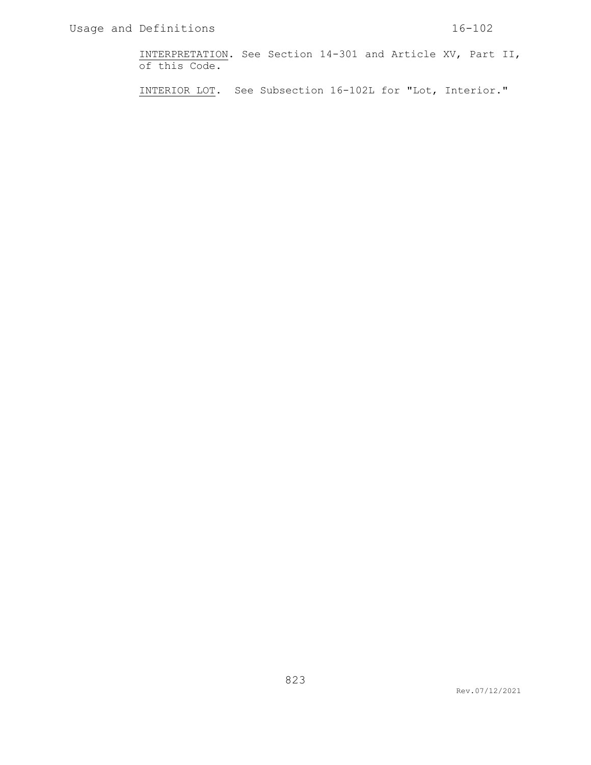<u>INTERPRETATION</u>. See Section 14-301 and Article XV, Part II, of this Code.

<u>INTERIOR LOT</u>. See Subsection 16-102L for "Lot, Interior."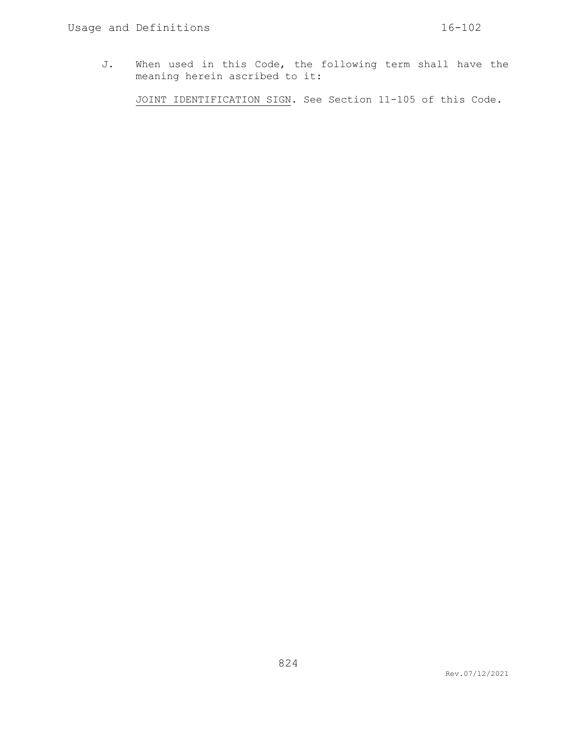J. When used in this Code, the following term shall have the meaning herein ascribed to it:

<u>JOINT IDENTIFICATION SIGN</u>. See Section 11-105 of this Code.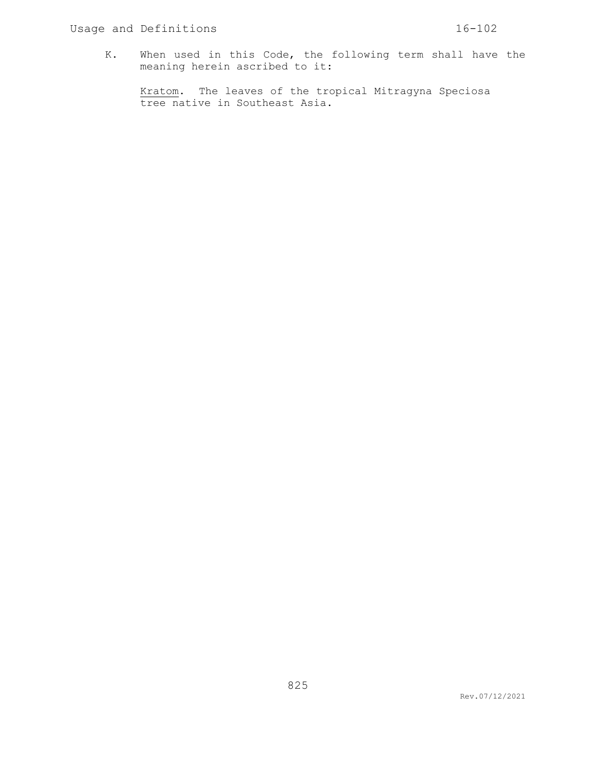K. When used in this Code, the following term shall have the meaning herein ascribed to it:

<u>Kratom</u>. The leaves of the tropical Mitragyna Speciosa tree native in Southeast Asia.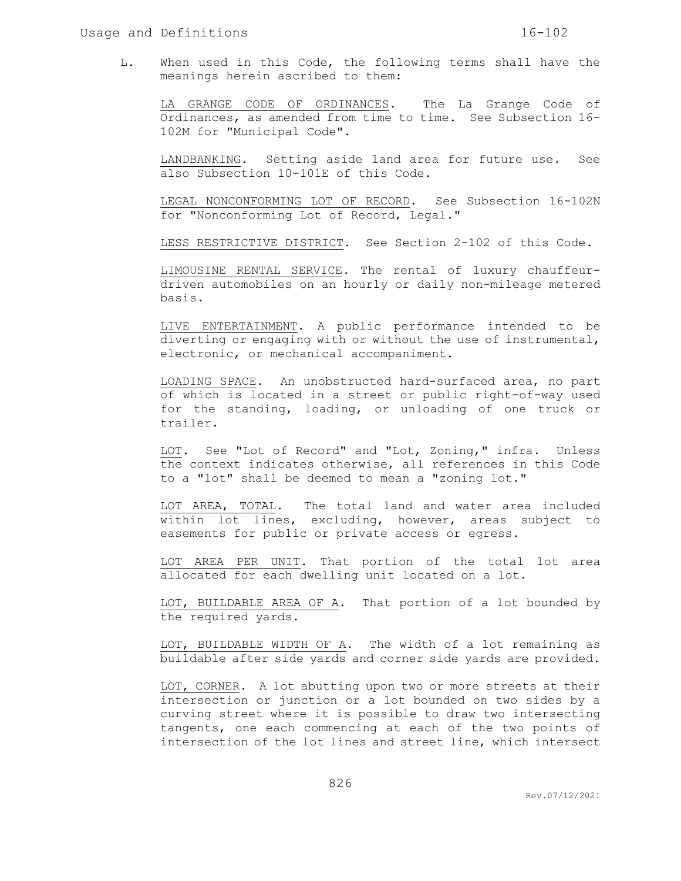L. When used in this Code, the following terms shall have the meanings herein ascribed to them:

<u>LA GRANGE CODE OF ORDINANCES</u>. The La Grange Code of Ordinances, as amended from time to time. See Subsection 16-102M for "Municipal Code".

<u>LANDBANKING</u>. Setting aside land area for future use. See also Subsection 10-101E of this Code.

<u>LEGAL NONCONFORMING LOT OF RECORD</u>. See Subsection 16-102N for "Nonconforming Lot of Record, Legal."

<u>LESS RESTRICTIVE DISTRICT</u>. See Section 2-102 of this Code.

<u>LIMOUSINE RENTAL SERVICE</u>. The rental of luxury chauffeur-driven automobiles on an hourly or daily non-mileage metered basis.

<u>LIVE ENTERTAINMENT</u>. A public performance intended to be diverting or engaging with or without the use of instrumental, electronic, or mechanical accompaniment.

<u>LOADING SPACE</u>. An unobstructed hard-surfaced area, no part of which is located in a street or public right-of-way used for the standing, loading, or unloading of one truck or trailer.

<u>LOT</u>. See "Lot of Record" and "Lot, Zoning," infra. Unless the context indicates otherwise, all references in this Code to a "lot" shall be deemed to mean a "zoning lot."

<u>LOT AREA, TOTAL</u>. The total land and water area included within lot lines, excluding, however, areas subject to easements for public or private access or egress.

<u>LOT AREA PER UNIT</u>. That portion of the total lot area allocated for each dwelling unit located on a lot.

<u>LOT, BUILDABLE AREA OF A</u>. That portion of a lot bounded by the required yards.

<u>LOT, BUILDABLE WIDTH OF A</u>. The width of a lot remaining as buildable after side yards and corner side yards are provided.

<u>LOT, CORNER</u>. A lot abutting upon two or more streets at their intersection or junction or a lot bounded on two sides by a curving street where it is possible to draw two intersecting tangents, one each commencing at each of the two points of intersection of the lot lines and street line, which intersect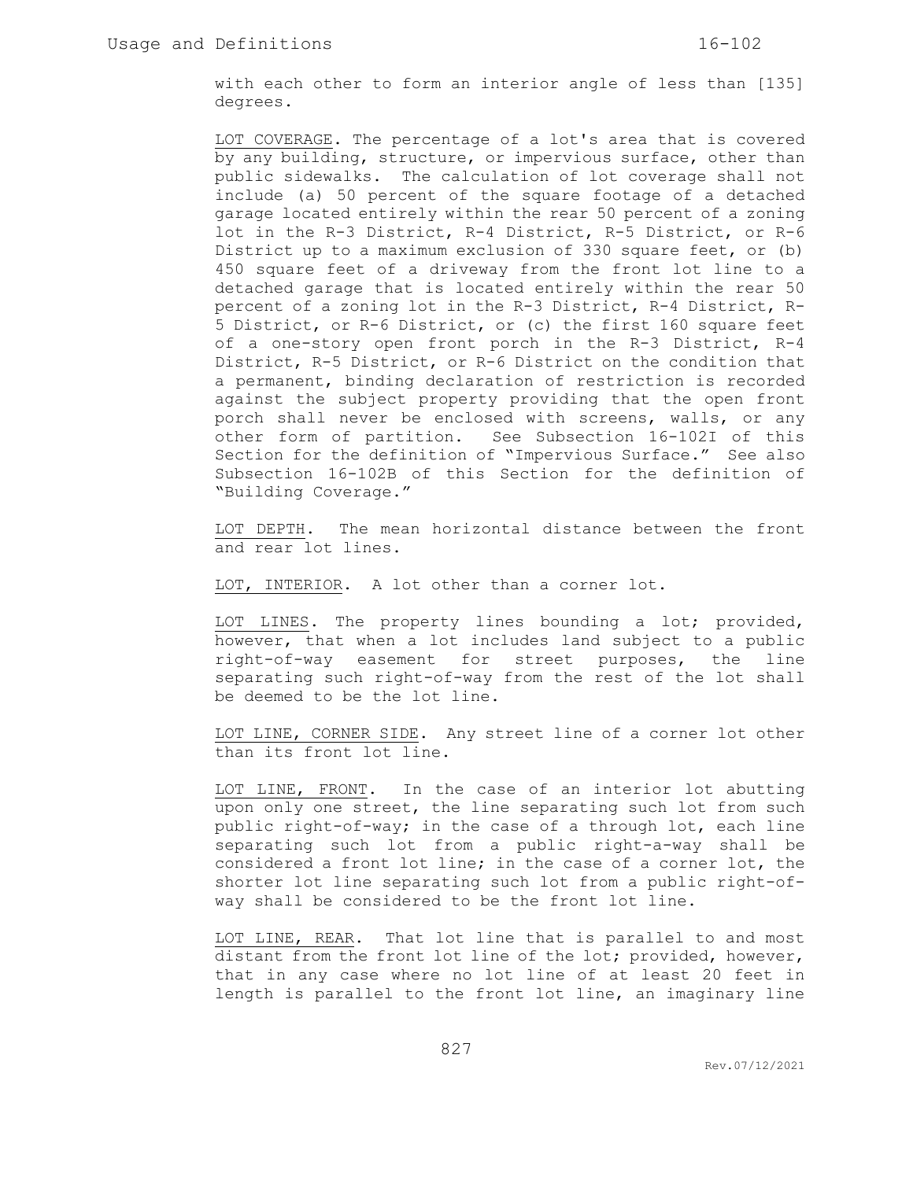with each other to form an interior angle of less than [135] degrees.

<u>LOT COVERAGE</u>. The percentage of a lot's area that is covered by any building, structure, or impervious surface, other than public sidewalks. The calculation of lot coverage shall not include (a) 50 percent of the square footage of a detached garage located entirely within the rear 50 percent of a zoning lot in the R-3 District, R-4 District, R-5 District, or R-6 District up to a maximum exclusion of 330 square feet, or (b) 450 square feet of a driveway from the front lot line to a detached garage that is located entirely within the rear 50 percent of a zoning lot in the R-3 District, R-4 District, R-5 District, or R-6 District, or (c) the first 160 square feet of a one-story open front porch in the R-3 District, R-4 District, R-5 District, or R-6 District on the condition that a permanent, binding declaration of restriction is recorded against the subject property providing that the open front porch shall never be enclosed with screens, walls, or any other form of partition. See Subsection 16-102I of this Section for the definition of "Impervious Surface." See also Subsection 16-102B of this Section for the definition of "Building Coverage."

<u>LOT DEPTH</u>. The mean horizontal distance between the front and rear lot lines.

<u>LOT, INTERIOR</u>. A lot other than a corner lot.

<u>LOT LINES</u>. The property lines bounding a lot; provided, however, that when a lot includes land subject to a public right-of-way easement for street purposes, the line separating such right-of-way from the rest of the lot shall be deemed to be the lot line.

<u>LOT LINE, CORNER SIDE</u>. Any street line of a corner lot other than its front lot line.

<u>LOT LINE, FRONT</u>. In the case of an interior lot abutting upon only one street, the line separating such lot from such public right-of-way; in the case of a through lot, each line separating such lot from a public right-a-way shall be considered a front lot line; in the case of a corner lot, the shorter lot line separating such lot from a public right-of-way shall be considered to be the front lot line.

<u>LOT LINE, REAR</u>. That lot line that is parallel to and most distant from the front lot line of the lot; provided, however, that in any case where no lot line of at least 20 feet in length is parallel to the front lot line, an imaginary line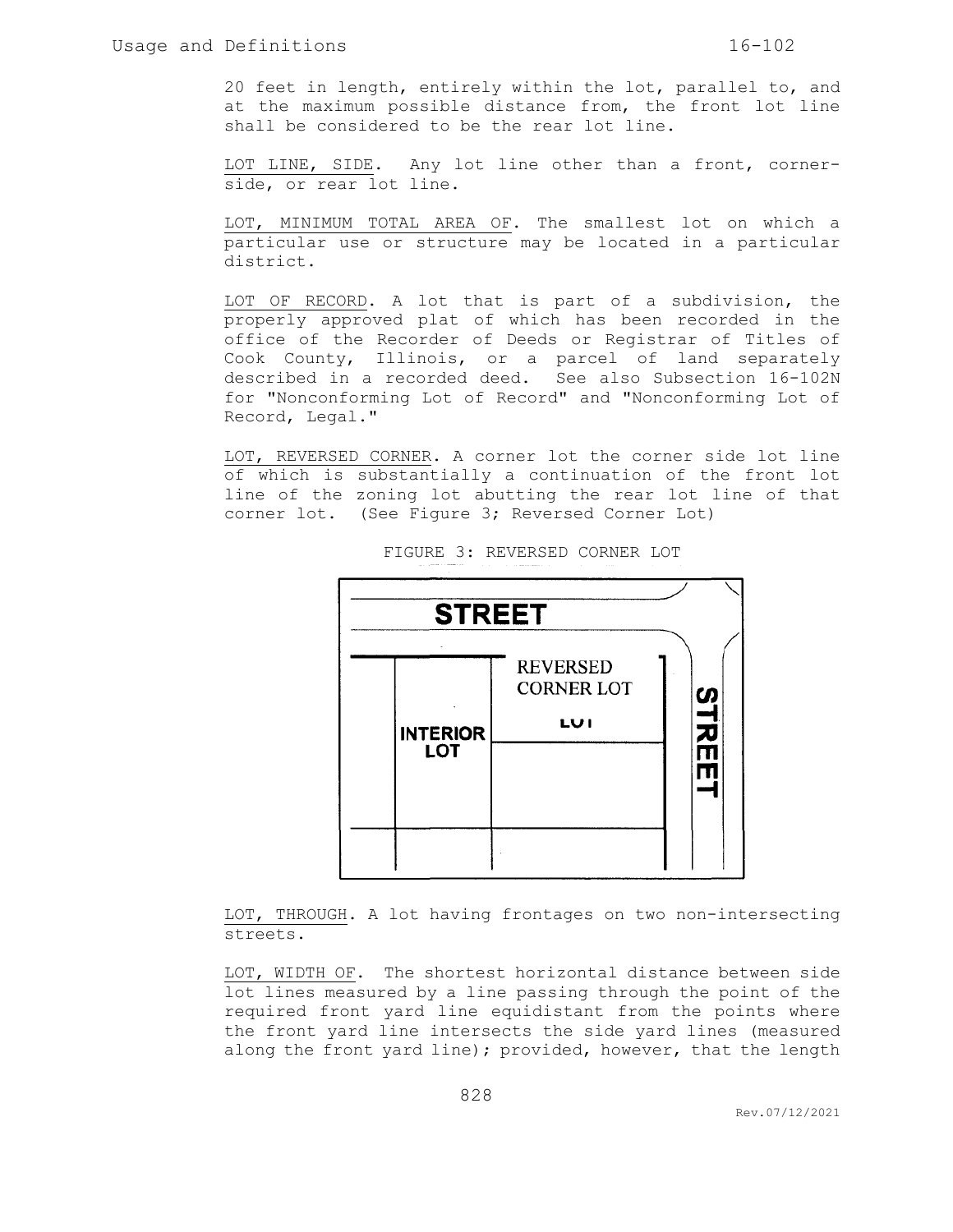20 feet in length, entirely within the lot, parallel to, and at the maximum possible distance from, the front lot line shall be considered to be the rear lot line.

LOT LINE, SIDE. Any lot line other than a front, corner-side, or rear lot line.

LOT, MINIMUM TOTAL AREA OF. The smallest lot on which a particular use or structure may be located in a particular district.

LOT OF RECORD. A lot that is part of a subdivision, the properly approved plat of which has been recorded in the office of the Recorder of Deeds or Registrar of Titles of Cook County, Illinois, or a parcel of land separately described in a recorded deed. See also Subsection 16-102N for "Nonconforming Lot of Record" and "Nonconforming Lot of Record, Legal."

LOT, REVERSED CORNER. A corner lot the corner side lot line of which is substantially a continuation of the front lot line of the zoning lot abutting the rear lot line of that corner lot. (See Figure 3; Reversed Corner Lot)

FIGURE 3: REVERSED CORNER LOT

LOT, THROUGH. A lot having frontages on two non-intersecting streets.

LOT, WIDTH OF. The shortest horizontal distance between side lot lines measured by a line passing through the point of the required front yard line equidistant from the points where the front yard line intersects the side yard lines (measured along the front yard line); provided, however, that the length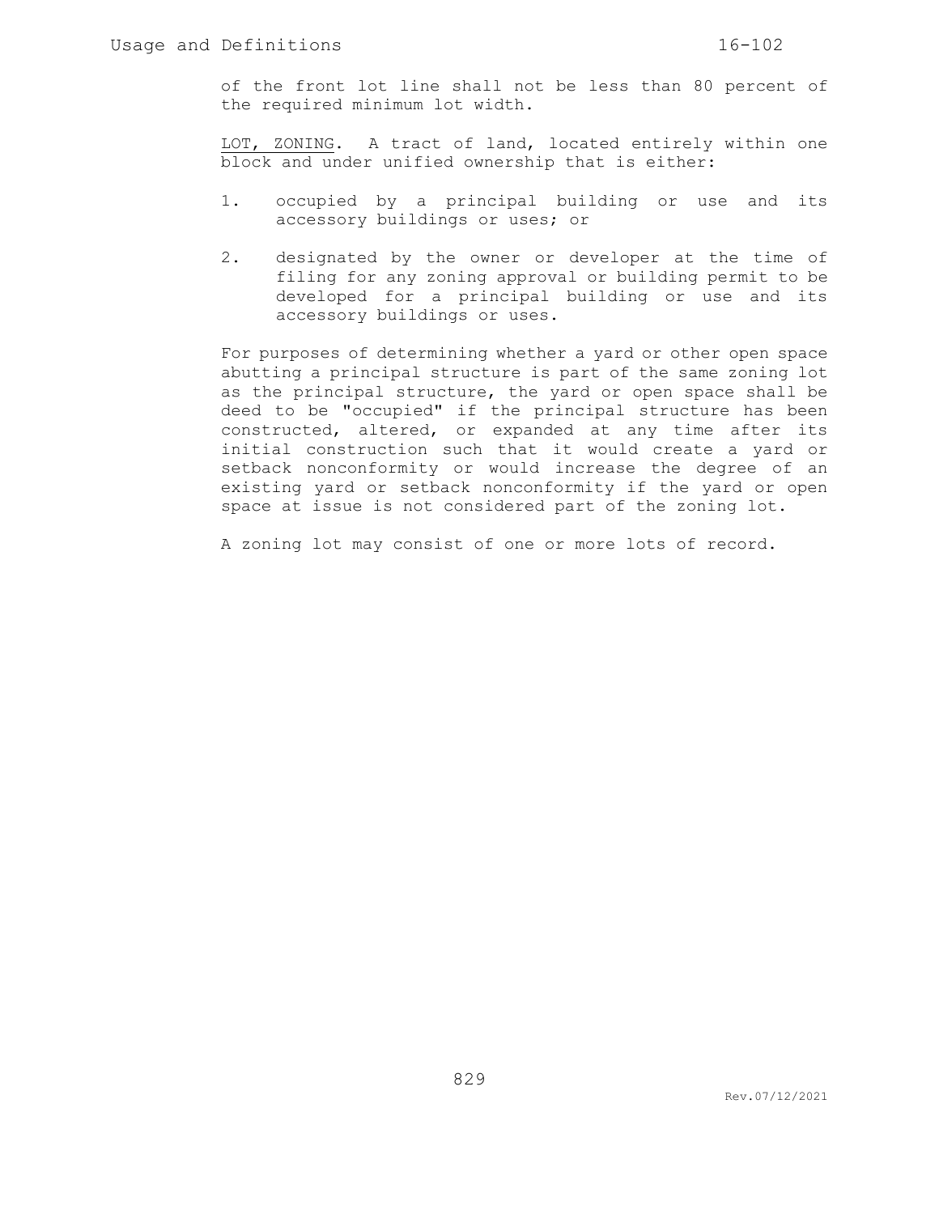of the front lot line shall not be less than 80 percent of the required minimum lot width.

<u>LOT, ZONING</u>. A tract of land, located entirely within one block and under unified ownership that is either:

1. occupied by a principal building or use and its accessory buildings or uses; or

2. designated by the owner or developer at the time of filing for any zoning approval or building permit to be developed for a principal building or use and its accessory buildings or uses.

For purposes of determining whether a yard or other open space abutting a principal structure is part of the same zoning lot as the principal structure, the yard or open space shall be deed to be "occupied" if the principal structure has been constructed, altered, or expanded at any time after its initial construction such that it would create a yard or setback nonconformity or would increase the degree of an existing yard or setback nonconformity if the yard or open space at issue is not considered part of the zoning lot.

A zoning lot may consist of one or more lots of record.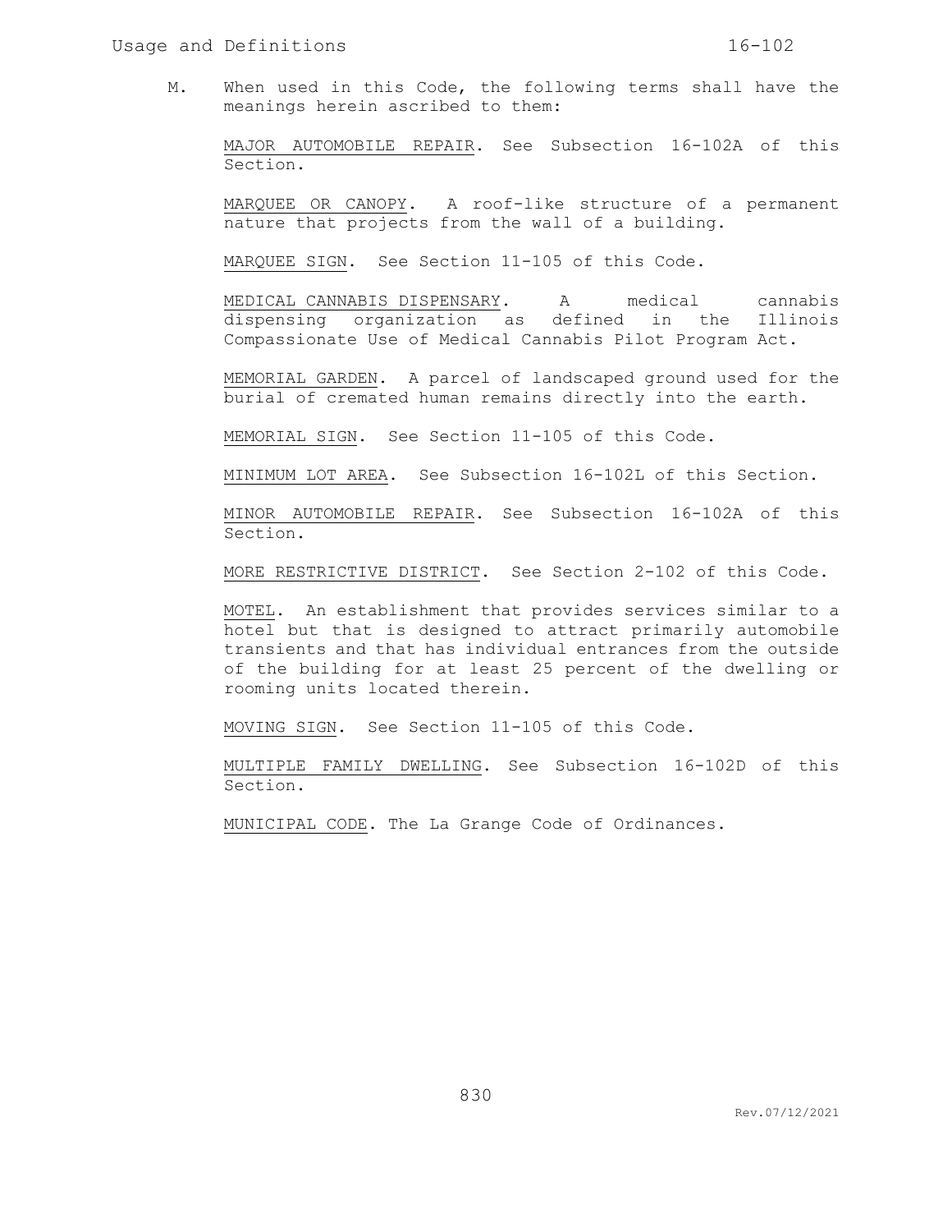M. When used in this Code, the following terms shall have the meanings herein ascribed to them:

<u>MAJOR AUTOMOBILE REPAIR</u>. See Subsection 16-102A of this Section.

<u>MARQUEE OR CANOPY</u>. A roof-like structure of a permanent nature that projects from the wall of a building.

<u>MARQUEE SIGN</u>. See Section 11-105 of this Code.

<u>MEDICAL CANNABIS DISPENSARY</u>. A medical cannabis dispensing organization as defined in the Illinois Compassionate Use of Medical Cannabis Pilot Program Act.

<u>MEMORIAL GARDEN</u>. A parcel of landscaped ground used for the burial of cremated human remains directly into the earth.

<u>MEMORIAL SIGN</u>. See Section 11-105 of this Code.

<u>MINIMUM LOT AREA</u>. See Subsection 16-102L of this Section.

<u>MINOR AUTOMOBILE REPAIR</u>. See Subsection 16-102A of this Section.

<u>MORE RESTRICTIVE DISTRICT</u>. See Section 2-102 of this Code.

<u>MOTEL</u>. An establishment that provides services similar to a hotel but that is designed to attract primarily automobile transients and that has individual entrances from the outside of the building for at least 25 percent of the dwelling or rooming units located therein.

<u>MOVING SIGN</u>. See Section 11-105 of this Code.

<u>MULTIPLE FAMILY DWELLING</u>. See Subsection 16-102D of this Section.

<u>MUNICIPAL CODE</u>. The La Grange Code of Ordinances.

Rev.07/12/2021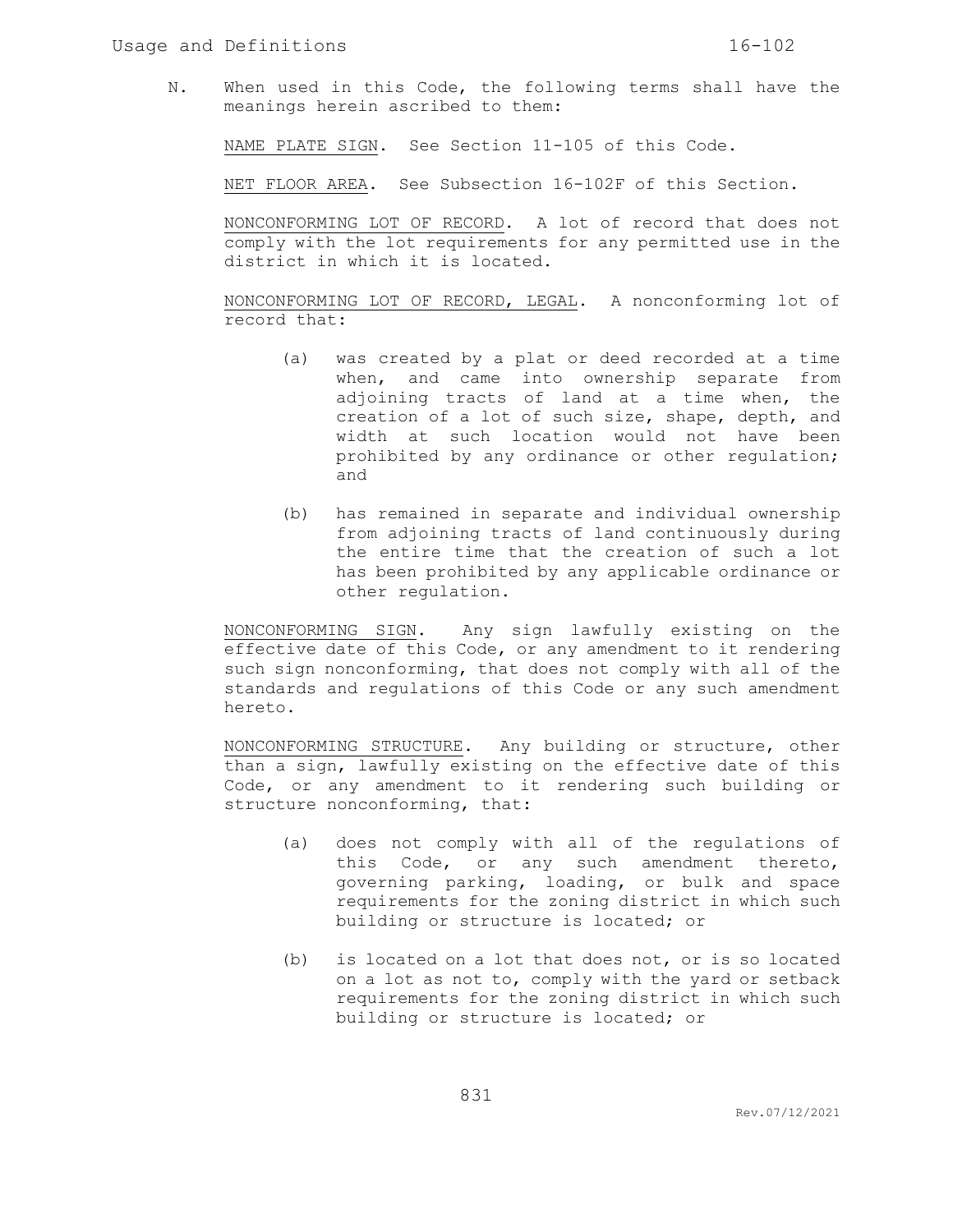N. When used in this Code, the following terms shall have the meanings herein ascribed to them:

NAME PLATE SIGN. See Section 11-105 of this Code.

NET FLOOR AREA. See Subsection 16-102F of this Section.

NONCONFORMING LOT OF RECORD. A lot of record that does not comply with the lot requirements for any permitted use in the district in which it is located.

NONCONFORMING LOT OF RECORD, LEGAL. A nonconforming lot of record that:

(a) was created by a plat or deed recorded at a time when, and came into ownership separate from adjoining tracts of land at a time when, the creation of a lot of such size, shape, depth, and width at such location would not have been prohibited by any ordinance or other regulation; and

(b) has remained in separate and individual ownership from adjoining tracts of land continuously during the entire time that the creation of such a lot has been prohibited by any applicable ordinance or other regulation.

NONCONFORMING SIGN. Any sign lawfully existing on the effective date of this Code, or any amendment to it rendering such sign nonconforming, that does not comply with all of the standards and regulations of this Code or any such amendment hereto.

NONCONFORMING STRUCTURE. Any building or structure, other than a sign, lawfully existing on the effective date of this Code, or any amendment to it rendering such building or structure nonconforming, that:

(a) does not comply with all of the regulations of this Code, or any such amendment thereto, governing parking, loading, or bulk and space requirements for the zoning district in which such building or structure is located; or

(b) is located on a lot that does not, or is so located on a lot as not to, comply with the yard or setback requirements for the zoning district in which such building or structure is located; or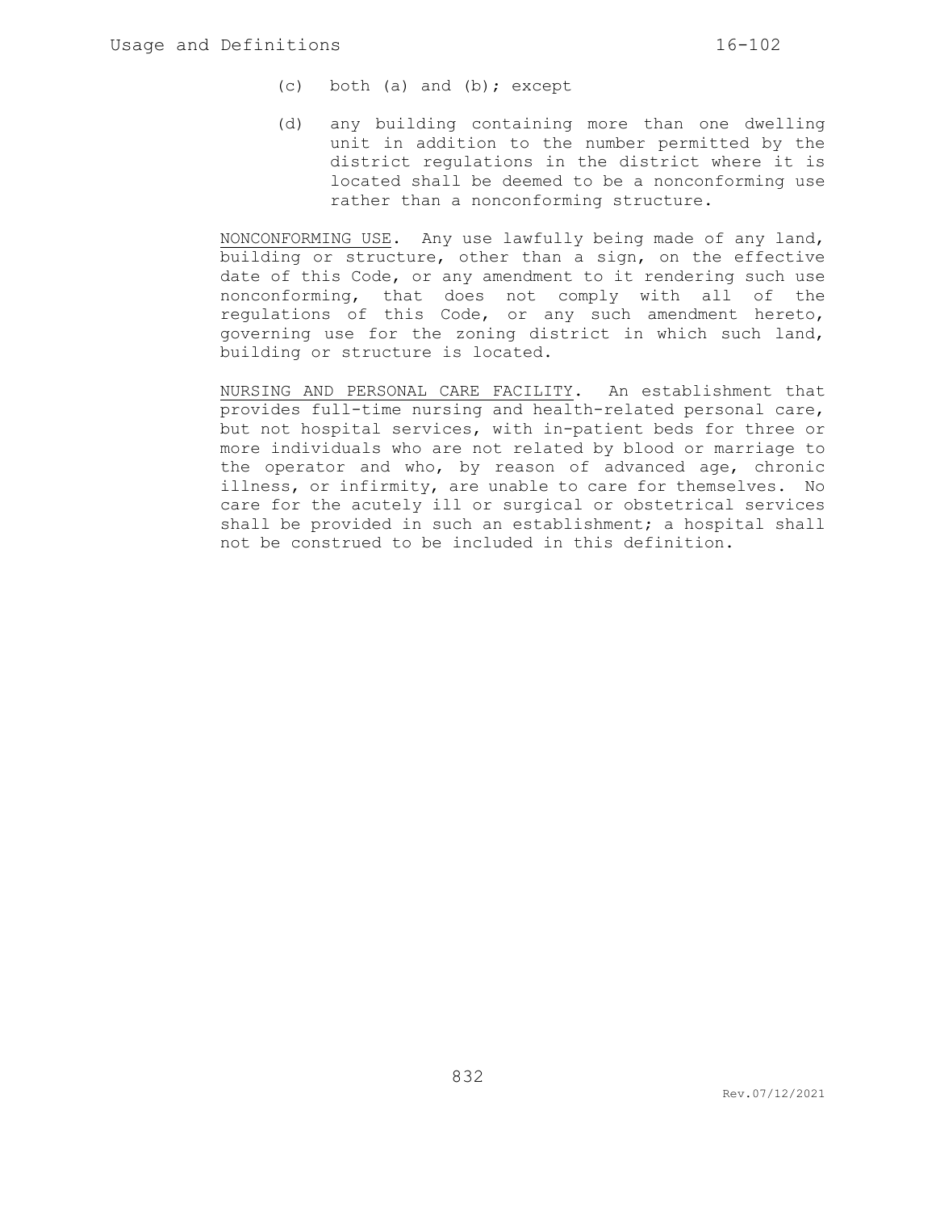(c) both (a) and (b); except

(d) any building containing more than one dwelling unit in addition to the number permitted by the district regulations in the district where it is located shall be deemed to be a nonconforming use rather than a nonconforming structure.

NONCONFORMING USE. Any use lawfully being made of any land, building or structure, other than a sign, on the effective date of this Code, or any amendment to it rendering such use nonconforming, that does not comply with all of the regulations of this Code, or any such amendment hereto, governing use for the zoning district in which such land, building or structure is located.

NURSING AND PERSONAL CARE FACILITY. An establishment that provides full-time nursing and health-related personal care, but not hospital services, with in-patient beds for three or more individuals who are not related by blood or marriage to the operator and who, by reason of advanced age, chronic illness, or infirmity, are unable to care for themselves. No care for the acutely ill or surgical or obstetrical services shall be provided in such an establishment; a hospital shall not be construed to be included in this definition.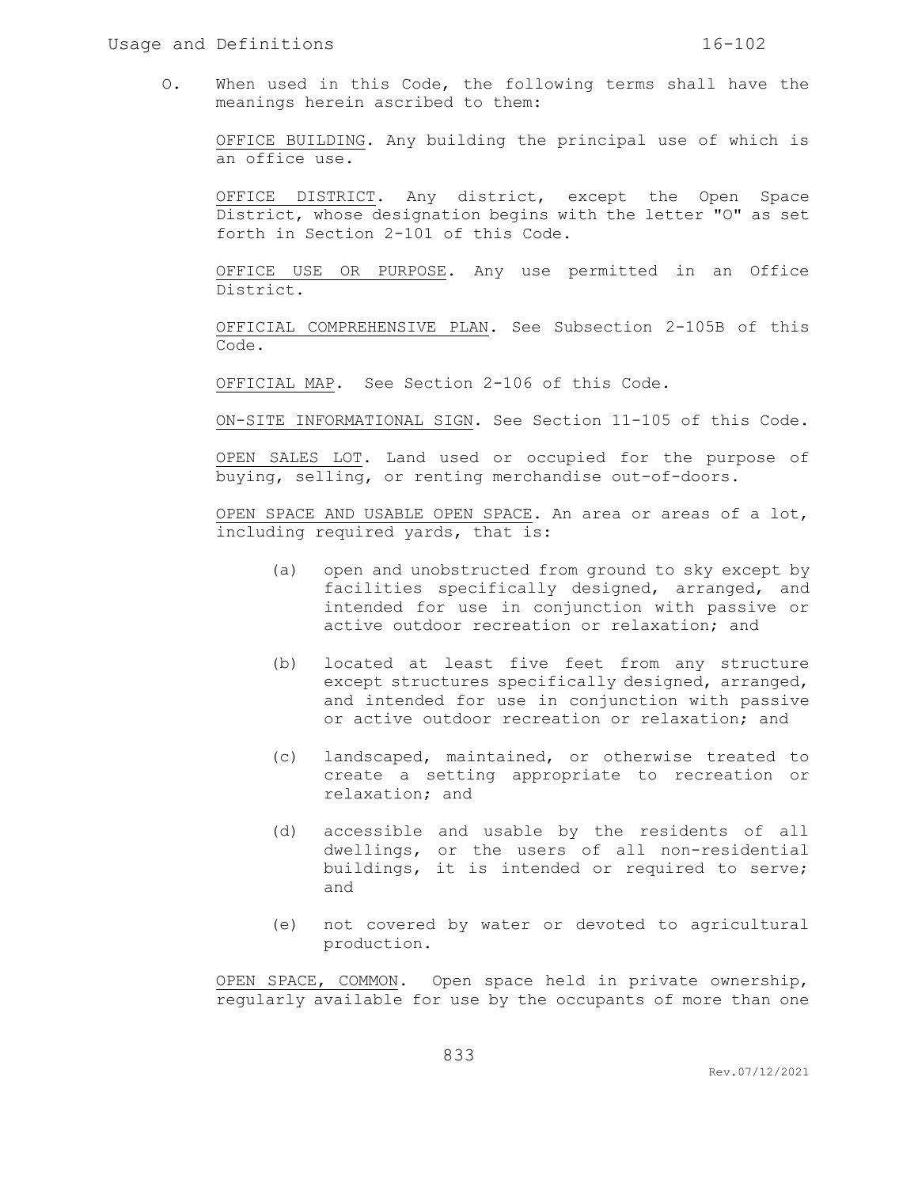O. When used in this Code, the following terms shall have the meanings herein ascribed to them:

<u>OFFICE BUILDING</u>. Any building the principal use of which is an office use.

<u>OFFICE DISTRICT</u>. Any district, except the Open Space District, whose designation begins with the letter "O" as set forth in Section 2-101 of this Code.

<u>OFFICE USE OR PURPOSE</u>. Any use permitted in an Office District.

<u>OFFICIAL COMPREHENSIVE PLAN</u>. See Subsection 2-105B of this Code.

<u>OFFICIAL MAP</u>. See Section 2-106 of this Code.

<u>ON-SITE INFORMATIONAL SIGN</u>. See Section 11-105 of this Code.

<u>OPEN SALES LOT</u>. Land used or occupied for the purpose of buying, selling, or renting merchandise out-of-doors.

<u>OPEN SPACE AND USABLE OPEN SPACE</u>. An area or areas of a lot, including required yards, that is:

(a) open and unobstructed from ground to sky except by facilities specifically designed, arranged, and intended for use in conjunction with passive or active outdoor recreation or relaxation; and

(b) located at least five feet from any structure except structures specifically designed, arranged, and intended for use in conjunction with passive or active outdoor recreation or relaxation; and

(c) landscaped, maintained, or otherwise treated to create a setting appropriate to recreation or relaxation; and

(d) accessible and usable by the residents of all dwellings, or the users of all non-residential buildings, it is intended or required to serve; and

(e) not covered by water or devoted to agricultural production.

<u>OPEN SPACE, COMMON</u>. Open space held in private ownership, regularly available for use by the occupants of more than one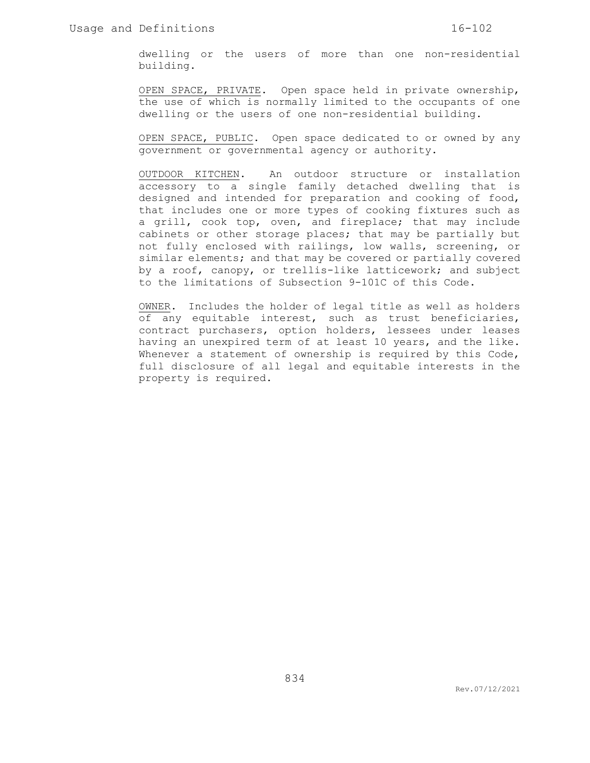dwelling or the users of more than one non-residential building.

OPEN SPACE, PRIVATE. Open space held in private ownership, the use of which is normally limited to the occupants of one dwelling or the users of one non-residential building.

OPEN SPACE, PUBLIC. Open space dedicated to or owned by any government or governmental agency or authority.

OUTDOOR KITCHEN. An outdoor structure or installation accessory to a single family detached dwelling that is designed and intended for preparation and cooking of food, that includes one or more types of cooking fixtures such as a grill, cook top, oven, and fireplace; that may include cabinets or other storage places; that may be partially but not fully enclosed with railings, low walls, screening, or similar elements; and that may be covered or partially covered by a roof, canopy, or trellis-like latticework; and subject to the limitations of Subsection 9-101C of this Code.

OWNER. Includes the holder of legal title as well as holders of any equitable interest, such as trust beneficiaries, contract purchasers, option holders, lessees under leases having an unexpired term of at least 10 years, and the like. Whenever a statement of ownership is required by this Code, full disclosure of all legal and equitable interests in the property is required.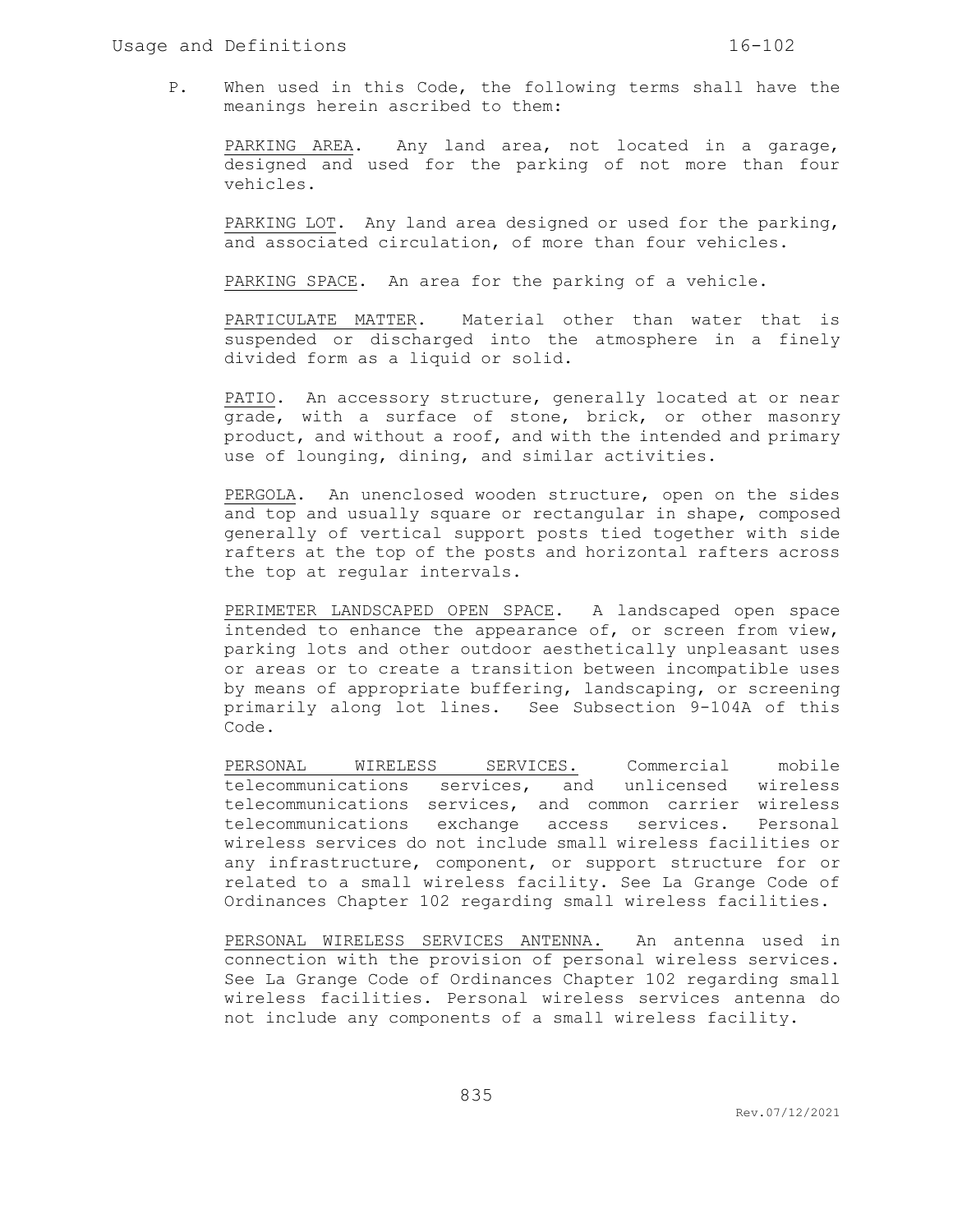P. When used in this Code, the following terms shall have the meanings herein ascribed to them:

<u>PARKING AREA</u>. Any land area, not located in a garage, designed and used for the parking of not more than four vehicles.

<u>PARKING LOT</u>. Any land area designed or used for the parking, and associated circulation, of more than four vehicles.

<u>PARKING SPACE</u>. An area for the parking of a vehicle.

<u>PARTICULATE MATTER</u>. Material other than water that is suspended or discharged into the atmosphere in a finely divided form as a liquid or solid.

<u>PATIO</u>. An accessory structure, generally located at or near grade, with a surface of stone, brick, or other masonry product, and without a roof, and with the intended and primary use of lounging, dining, and similar activities.

<u>PERGOLA</u>. An unenclosed wooden structure, open on the sides and top and usually square or rectangular in shape, composed generally of vertical support posts tied together with side rafters at the top of the posts and horizontal rafters across the top at regular intervals.

<u>PERIMETER LANDSCAPED OPEN SPACE</u>. A landscaped open space intended to enhance the appearance of, or screen from view, parking lots and other outdoor aesthetically unpleasant uses or areas or to create a transition between incompatible uses by means of appropriate buffering, landscaping, or screening primarily along lot lines. See Subsection 9-104A of this Code.

<u>PERSONAL WIRELESS SERVICES.</u> Commercial mobile telecommunications services, and unlicensed wireless telecommunications services, and common carrier wireless telecommunications exchange access services. Personal wireless services do not include small wireless facilities or any infrastructure, component, or support structure for or related to a small wireless facility. See La Grange Code of Ordinances Chapter 102 regarding small wireless facilities.

<u>PERSONAL WIRELESS SERVICES ANTENNA.</u> An antenna used in connection with the provision of personal wireless services. See La Grange Code of Ordinances Chapter 102 regarding small wireless facilities. Personal wireless services antenna do not include any components of a small wireless facility.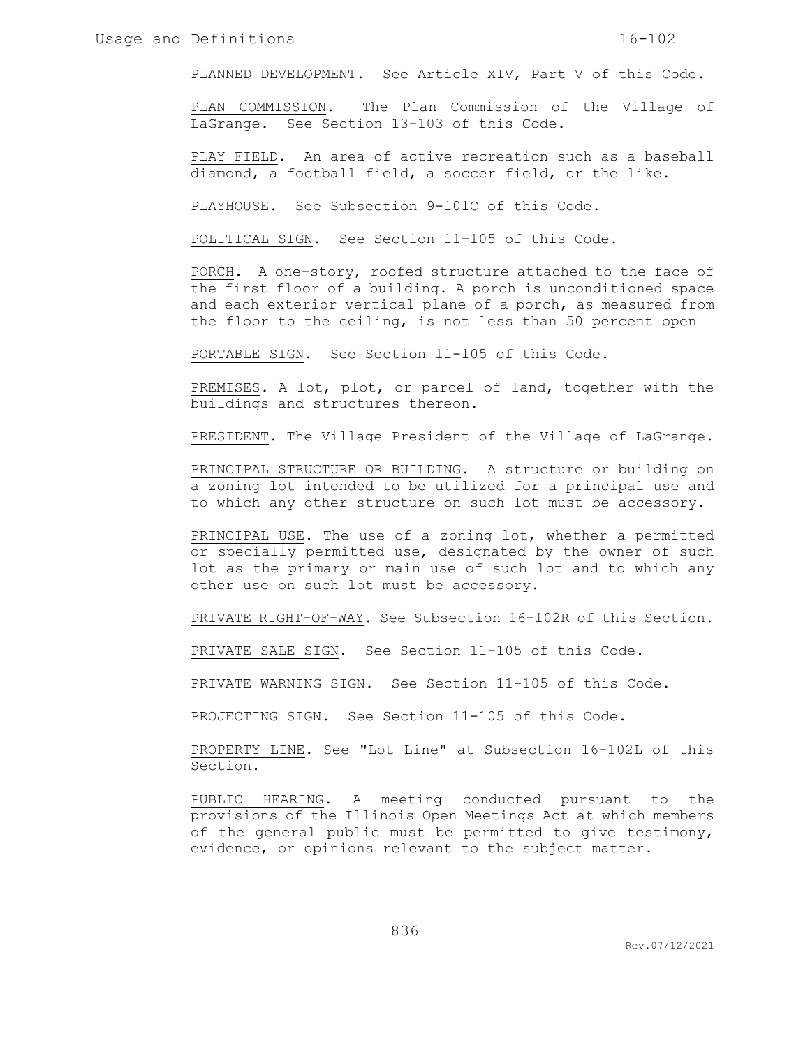<u>PLANNED DEVELOPMENT</u>. See Article XIV, Part V of this Code.

<u>PLAN COMMISSION</u>. The Plan Commission of the Village of LaGrange. See Section 13-103 of this Code.

<u>PLAY FIELD</u>. An area of active recreation such as a baseball diamond, a football field, a soccer field, or the like.

<u>PLAYHOUSE</u>. See Subsection 9-101C of this Code.

<u>POLITICAL SIGN</u>. See Section 11-105 of this Code.

<u>PORCH</u>. A one-story, roofed structure attached to the face of the first floor of a building. A porch is unconditioned space and each exterior vertical plane of a porch, as measured from the floor to the ceiling, is not less than 50 percent open

<u>PORTABLE SIGN</u>. See Section 11-105 of this Code.

<u>PREMISES</u>. A lot, plot, or parcel of land, together with the buildings and structures thereon.

<u>PRESIDENT</u>. The Village President of the Village of LaGrange.

<u>PRINCIPAL STRUCTURE OR BUILDING</u>. A structure or building on a zoning lot intended to be utilized for a principal use and to which any other structure on such lot must be accessory.

<u>PRINCIPAL USE</u>. The use of a zoning lot, whether a permitted or specially permitted use, designated by the owner of such lot as the primary or main use of such lot and to which any other use on such lot must be accessory.

<u>PRIVATE RIGHT-OF-WAY</u>. See Subsection 16-102R of this Section.

<u>PRIVATE SALE SIGN</u>. See Section 11-105 of this Code.

<u>PRIVATE WARNING SIGN</u>. See Section 11-105 of this Code.

<u>PROJECTING SIGN</u>. See Section 11-105 of this Code.

<u>PROPERTY LINE</u>. See "Lot Line" at Subsection 16-102L of this Section.

<u>PUBLIC HEARING</u>. A meeting conducted pursuant to the provisions of the Illinois Open Meetings Act at which members of the general public must be permitted to give testimony, evidence, or opinions relevant to the subject matter.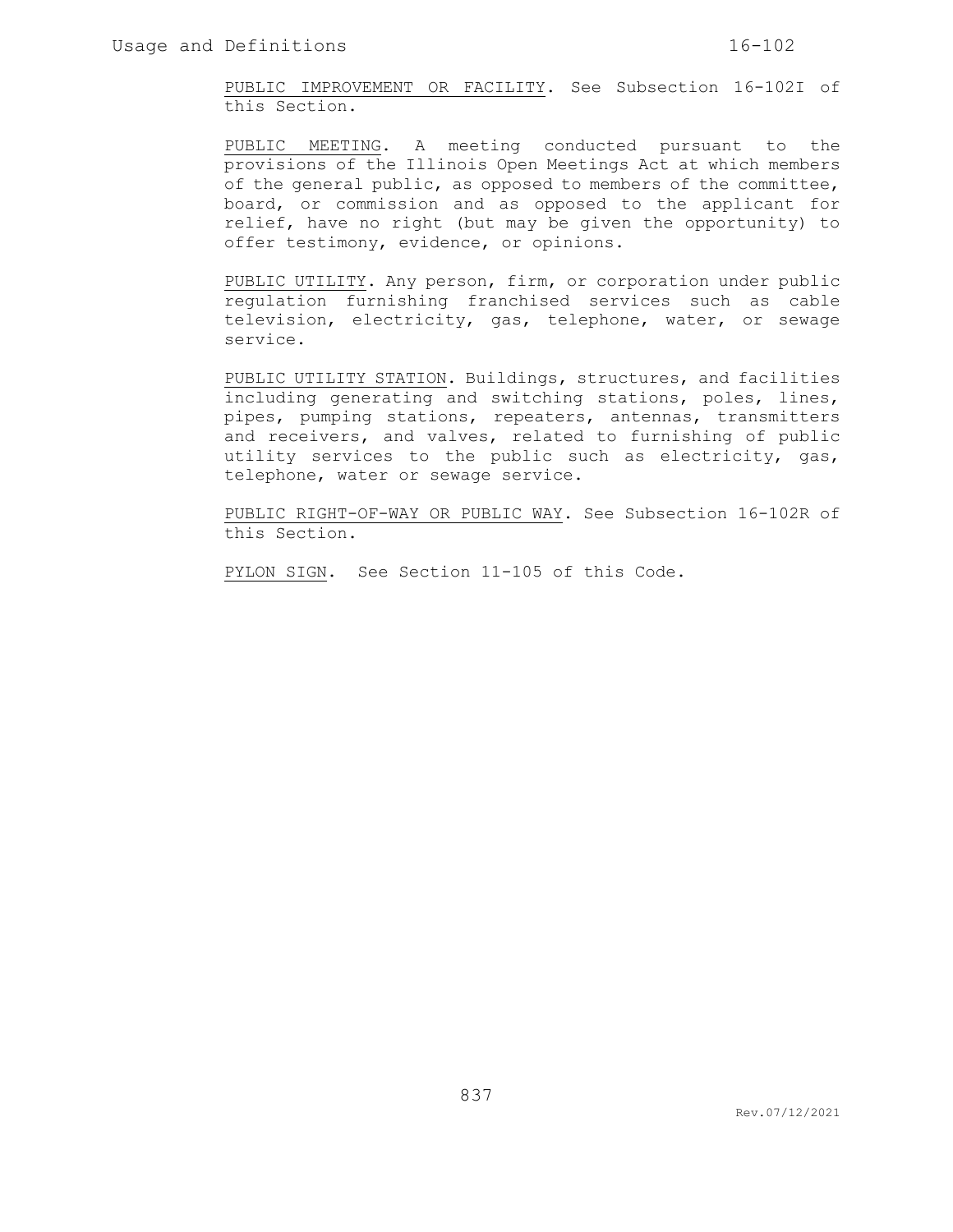<u>PUBLIC IMPROVEMENT OR FACILITY</u>. See Subsection 16-102I of this Section.

<u>PUBLIC MEETING</u>. A meeting conducted pursuant to the provisions of the Illinois Open Meetings Act at which members of the general public, as opposed to members of the committee, board, or commission and as opposed to the applicant for relief, have no right (but may be given the opportunity) to offer testimony, evidence, or opinions.

<u>PUBLIC UTILITY</u>. Any person, firm, or corporation under public regulation furnishing franchised services such as cable television, electricity, gas, telephone, water, or sewage service.

<u>PUBLIC UTILITY STATION</u>. Buildings, structures, and facilities including generating and switching stations, poles, lines, pipes, pumping stations, repeaters, antennas, transmitters and receivers, and valves, related to furnishing of public utility services to the public such as electricity, gas, telephone, water or sewage service.

<u>PUBLIC RIGHT-OF-WAY OR PUBLIC WAY</u>. See Subsection 16-102R of this Section.

<u>PYLON SIGN</u>. See Section 11-105 of this Code.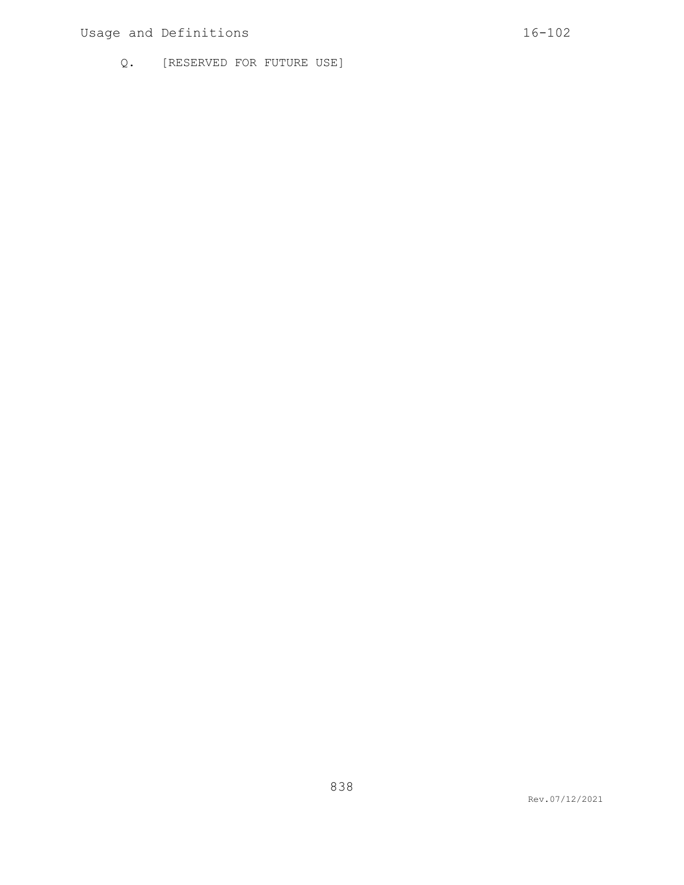Q. [RESERVED FOR FUTURE USE]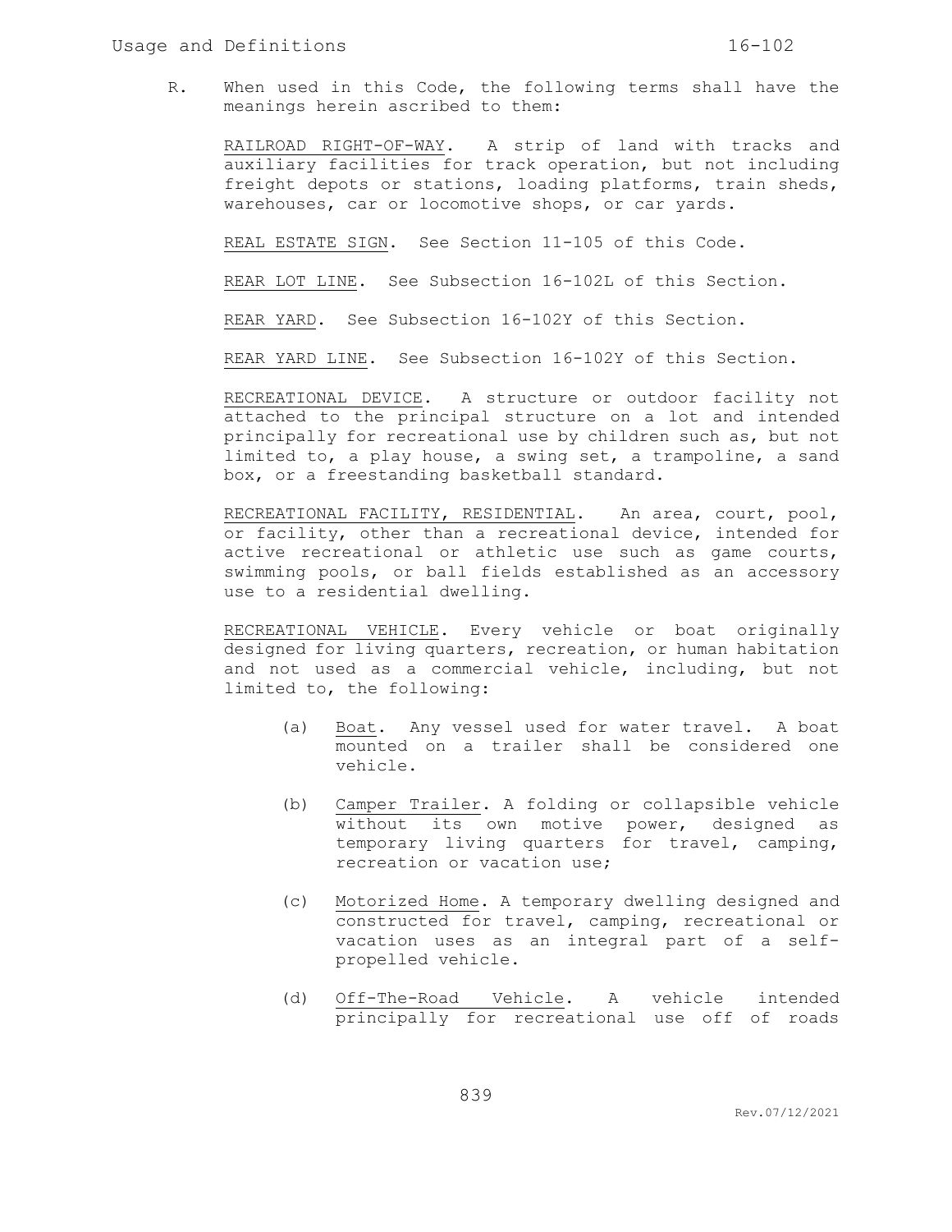R. When used in this Code, the following terms shall have the meanings herein ascribed to them:

<u>RAILROAD RIGHT-OF-WAY</u>. A strip of land with tracks and auxiliary facilities for track operation, but not including freight depots or stations, loading platforms, train sheds, warehouses, car or locomotive shops, or car yards.

<u>REAL ESTATE SIGN</u>. See Section 11-105 of this Code.

<u>REAR LOT LINE</u>. See Subsection 16-102L of this Section.

<u>REAR YARD</u>. See Subsection 16-102Y of this Section.

<u>REAR YARD LINE</u>. See Subsection 16-102Y of this Section.

<u>RECREATIONAL DEVICE</u>. A structure or outdoor facility not attached to the principal structure on a lot and intended principally for recreational use by children such as, but not limited to, a play house, a swing set, a trampoline, a sand box, or a freestanding basketball standard.

<u>RECREATIONAL FACILITY, RESIDENTIAL</u>. An area, court, pool, or facility, other than a recreational device, intended for active recreational or athletic use such as game courts, swimming pools, or ball fields established as an accessory use to a residential dwelling.

<u>RECREATIONAL VEHICLE</u>. Every vehicle or boat originally designed for living quarters, recreation, or human habitation and not used as a commercial vehicle, including, but not limited to, the following:

(a) <u>Boat</u>. Any vessel used for water travel. A boat mounted on a trailer shall be considered one vehicle.

(b) <u>Camper Trailer</u>. A folding or collapsible vehicle without its own motive power, designed as temporary living quarters for travel, camping, recreation or vacation use;

(c) <u>Motorized Home</u>. A temporary dwelling designed and constructed for travel, camping, recreational or vacation uses as an integral part of a self-propelled vehicle.

(d) <u>Off-The-Road Vehicle</u>. A vehicle intended principally for recreational use off of roads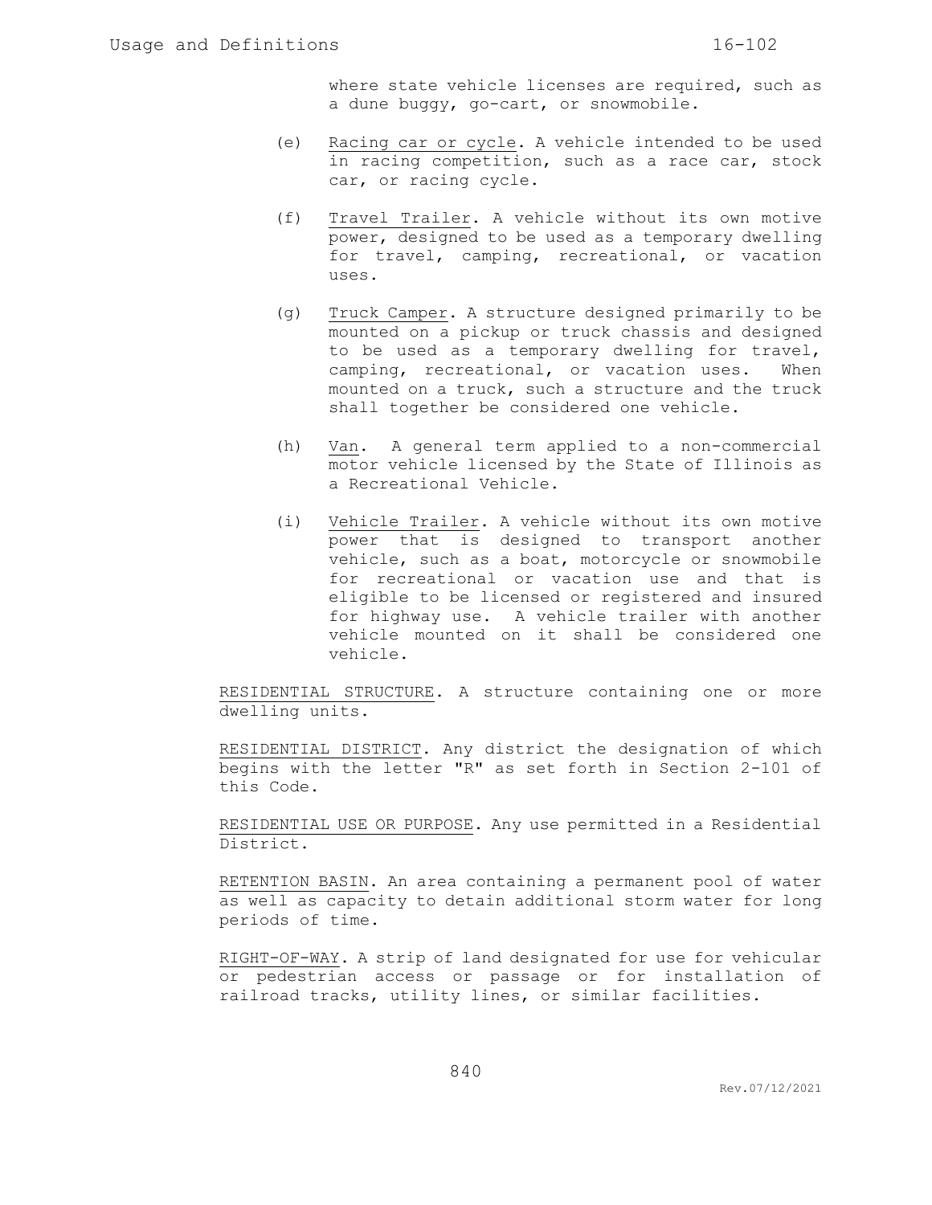where state vehicle licenses are required, such as a dune buggy, go-cart, or snowmobile.

(e) Racing car or cycle. A vehicle intended to be used in racing competition, such as a race car, stock car, or racing cycle.

(f) Travel Trailer. A vehicle without its own motive power, designed to be used as a temporary dwelling for travel, camping, recreational, or vacation uses.

(g) Truck Camper. A structure designed primarily to be mounted on a pickup or truck chassis and designed to be used as a temporary dwelling for travel, camping, recreational, or vacation uses. When mounted on a truck, such a structure and the truck shall together be considered one vehicle.

(h) Van. A general term applied to a non-commercial motor vehicle licensed by the State of Illinois as a Recreational Vehicle.

(i) Vehicle Trailer. A vehicle without its own motive power that is designed to transport another vehicle, such as a boat, motorcycle or snowmobile for recreational or vacation use and that is eligible to be licensed or registered and insured for highway use. A vehicle trailer with another vehicle mounted on it shall be considered one vehicle.

RESIDENTIAL STRUCTURE. A structure containing one or more dwelling units.

RESIDENTIAL DISTRICT. Any district the designation of which begins with the letter "R" as set forth in Section 2-101 of this Code.

RESIDENTIAL USE OR PURPOSE. Any use permitted in a Residential District.

RETENTION BASIN. An area containing a permanent pool of water as well as capacity to detain additional storm water for long periods of time.

RIGHT-OF-WAY. A strip of land designated for use for vehicular or pedestrian access or passage or for installation of railroad tracks, utility lines, or similar facilities.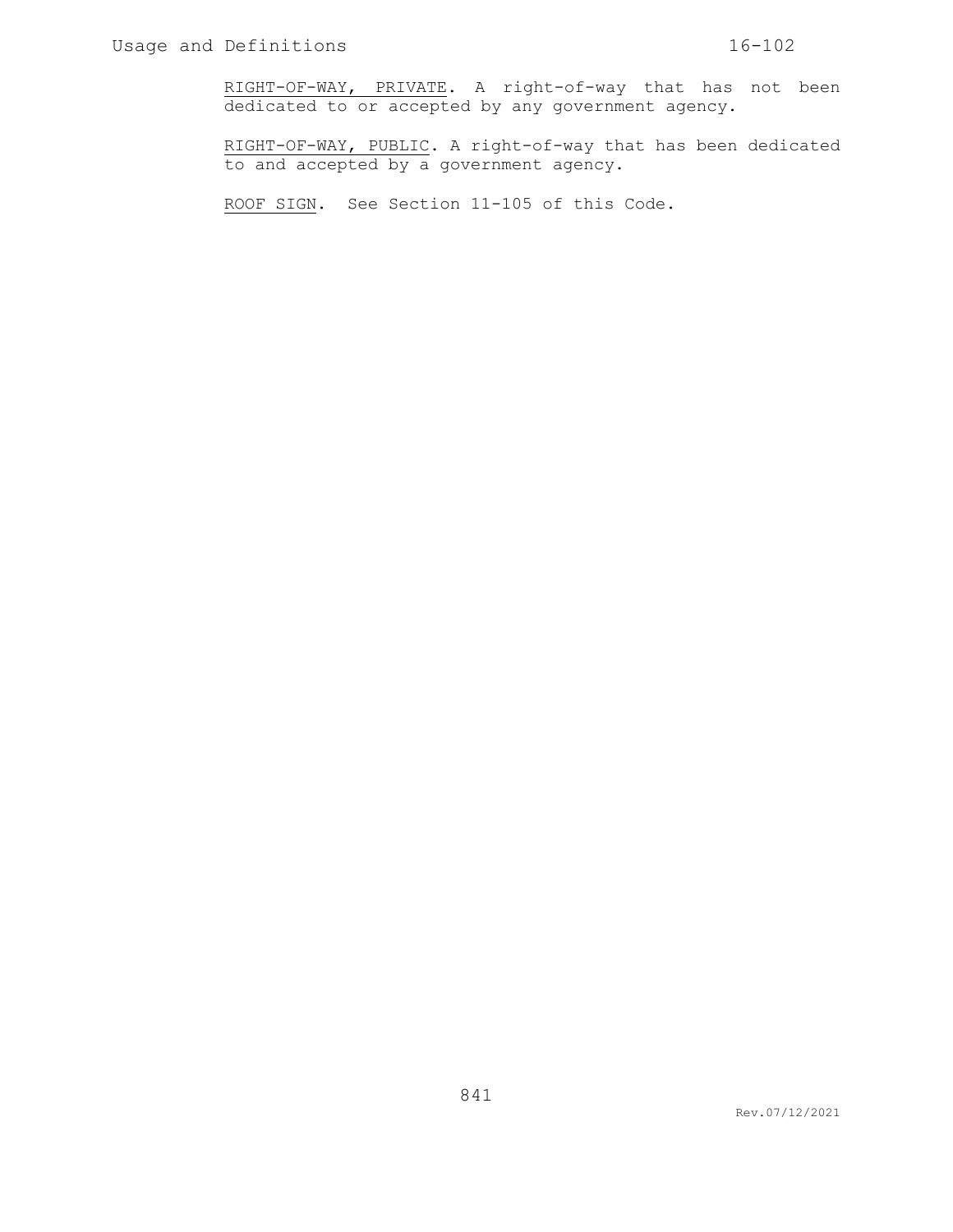<u>RIGHT-OF-WAY, PRIVATE</u>. A right-of-way that has not been dedicated to or accepted by any government agency.

<u>RIGHT-OF-WAY, PUBLIC</u>. A right-of-way that has been dedicated to and accepted by a government agency.

<u>ROOF SIGN</u>. See Section 11-105 of this Code.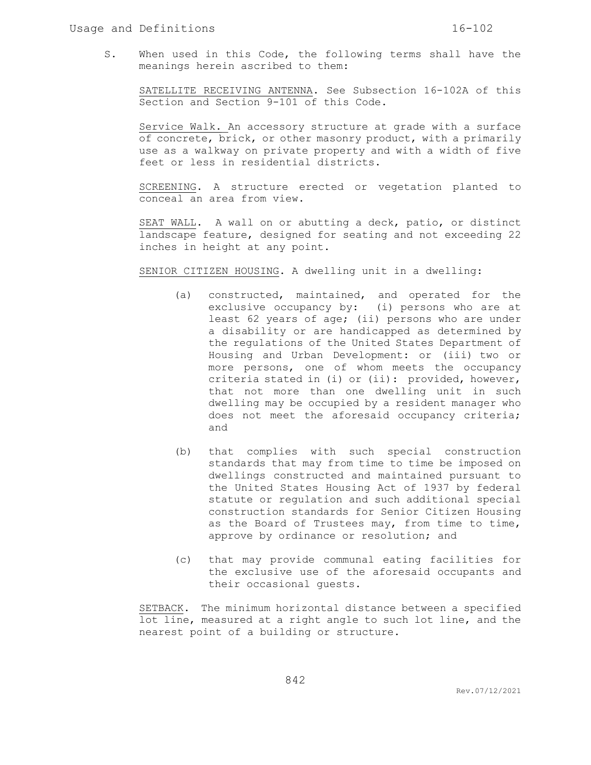S. When used in this Code, the following terms shall have the meanings herein ascribed to them:

SATELLITE RECEIVING ANTENNA. See Subsection 16-102A of this Section and Section 9-101 of this Code.

Service Walk. An accessory structure at grade with a surface of concrete, brick, or other masonry product, with a primarily use as a walkway on private property and with a width of five feet or less in residential districts.

SCREENING. A structure erected or vegetation planted to conceal an area from view.

SEAT WALL. A wall on or abutting a deck, patio, or distinct landscape feature, designed for seating and not exceeding 22 inches in height at any point.

SENIOR CITIZEN HOUSING. A dwelling unit in a dwelling:

(a) constructed, maintained, and operated for the exclusive occupancy by: (i) persons who are at least 62 years of age; (ii) persons who are under a disability or are handicapped as determined by the regulations of the United States Department of Housing and Urban Development: or (iii) two or more persons, one of whom meets the occupancy criteria stated in (i) or (ii): provided, however, that not more than one dwelling unit in such dwelling may be occupied by a resident manager who does not meet the aforesaid occupancy criteria; and

(b) that complies with such special construction standards that may from time to time be imposed on dwellings constructed and maintained pursuant to the United States Housing Act of 1937 by federal statute or regulation and such additional special construction standards for Senior Citizen Housing as the Board of Trustees may, from time to time, approve by ordinance or resolution; and

(c) that may provide communal eating facilities for the exclusive use of the aforesaid occupants and their occasional guests.

SETBACK. The minimum horizontal distance between a specified lot line, measured at a right angle to such lot line, and the nearest point of a building or structure.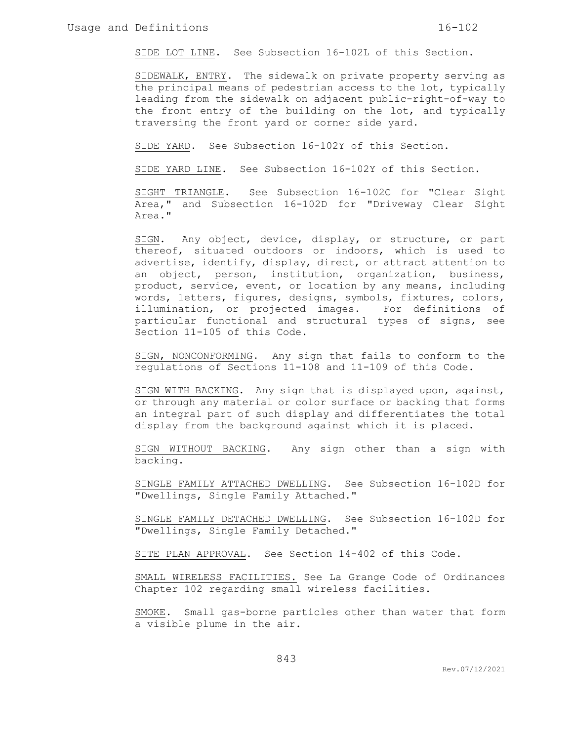<u>SIDE LOT LINE</u>. See Subsection 16-102L of this Section.

<u>SIDEWALK, ENTRY</u>. The sidewalk on private property serving as the principal means of pedestrian access to the lot, typically leading from the sidewalk on adjacent public-right-of-way to the front entry of the building on the lot, and typically traversing the front yard or corner side yard.

<u>SIDE YARD</u>. See Subsection 16-102Y of this Section.

<u>SIDE YARD LINE</u>. See Subsection 16-102Y of this Section.

<u>SIGHT TRIANGLE</u>. See Subsection 16-102C for "Clear Sight Area," and Subsection 16-102D for "Driveway Clear Sight Area."

<u>SIGN</u>. Any object, device, display, or structure, or part thereof, situated outdoors or indoors, which is used to advertise, identify, display, direct, or attract attention to an object, person, institution, organization, business, product, service, event, or location by any means, including words, letters, figures, designs, symbols, fixtures, colors, illumination, or projected images. For definitions of particular functional and structural types of signs, see Section 11-105 of this Code.

<u>SIGN, NONCONFORMING</u>. Any sign that fails to conform to the regulations of Sections 11-108 and 11-109 of this Code.

<u>SIGN WITH BACKING</u>. Any sign that is displayed upon, against, or through any material or color surface or backing that forms an integral part of such display and differentiates the total display from the background against which it is placed.

<u>SIGN WITHOUT BACKING</u>. Any sign other than a sign with backing.

<u>SINGLE FAMILY ATTACHED DWELLING</u>. See Subsection 16-102D for "Dwellings, Single Family Attached."

<u>SINGLE FAMILY DETACHED DWELLING</u>. See Subsection 16-102D for "Dwellings, Single Family Detached."

<u>SITE PLAN APPROVAL</u>. See Section 14-402 of this Code.

<u>SMALL WIRELESS FACILITIES.</u> See La Grange Code of Ordinances Chapter 102 regarding small wireless facilities.

<u>SMOKE</u>. Small gas-borne particles other than water that form a visible plume in the air.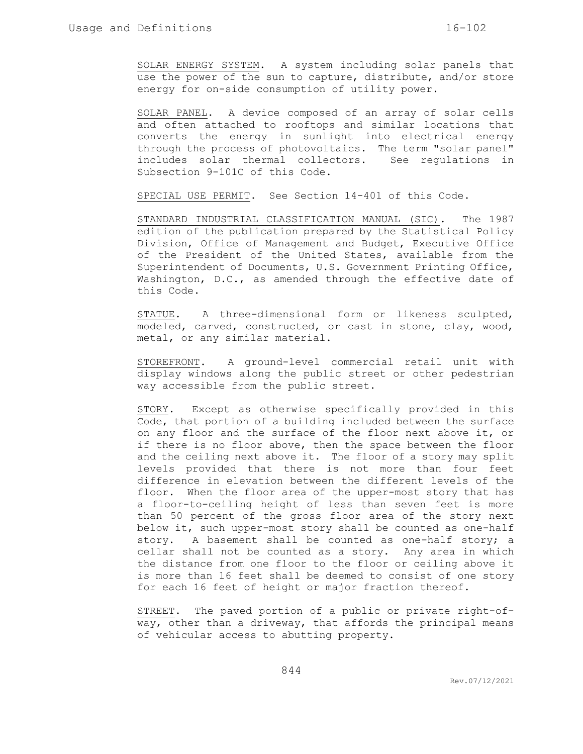<u>SOLAR ENERGY SYSTEM</u>. A system including solar panels that use the power of the sun to capture, distribute, and/or store energy for on-side consumption of utility power.

<u>SOLAR PANEL</u>. A device composed of an array of solar cells and often attached to rooftops and similar locations that converts the energy in sunlight into electrical energy through the process of photovoltaics. The term "solar panel" includes solar thermal collectors. See regulations in Subsection 9-101C of this Code.

<u>SPECIAL USE PERMIT</u>. See Section 14-401 of this Code.

<u>STANDARD INDUSTRIAL CLASSIFICATION MANUAL (SIC)</u>. The 1987 edition of the publication prepared by the Statistical Policy Division, Office of Management and Budget, Executive Office of the President of the United States, available from the Superintendent of Documents, U.S. Government Printing Office, Washington, D.C., as amended through the effective date of this Code.

<u>STATUE</u>. A three-dimensional form or likeness sculpted, modeled, carved, constructed, or cast in stone, clay, wood, metal, or any similar material.

<u>STOREFRONT</u>. A ground-level commercial retail unit with display windows along the public street or other pedestrian way accessible from the public street.

<u>STORY</u>. Except as otherwise specifically provided in this Code, that portion of a building included between the surface on any floor and the surface of the floor next above it, or if there is no floor above, then the space between the floor and the ceiling next above it. The floor of a story may split levels provided that there is not more than four feet difference in elevation between the different levels of the floor. When the floor area of the upper-most story that has a floor-to-ceiling height of less than seven feet is more than 50 percent of the gross floor area of the story next below it, such upper-most story shall be counted as one-half story. A basement shall be counted as one-half story; a cellar shall not be counted as a story. Any area in which the distance from one floor to the floor or ceiling above it is more than 16 feet shall be deemed to consist of one story for each 16 feet of height or major fraction thereof.

<u>STREET</u>. The paved portion of a public or private right-of-way, other than a driveway, that affords the principal means of vehicular access to abutting property.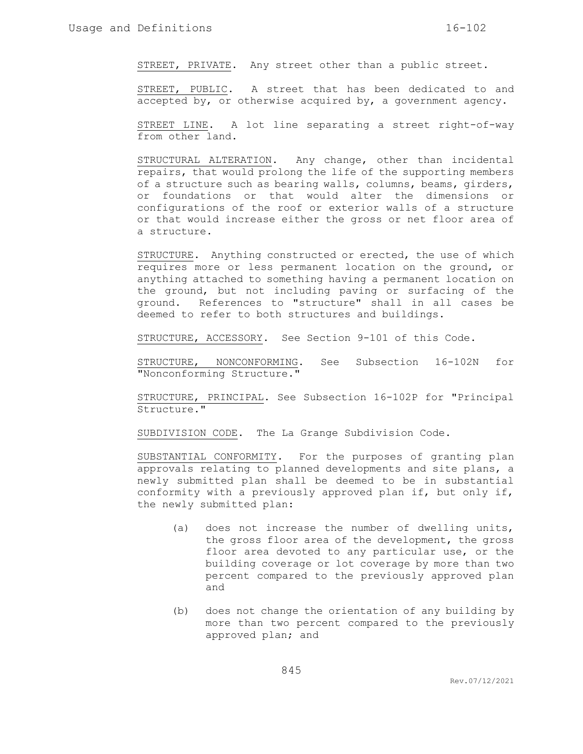<u>STREET, PRIVATE</u>. Any street other than a public street.

<u>STREET, PUBLIC</u>. A street that has been dedicated to and accepted by, or otherwise acquired by, a government agency.

<u>STREET LINE</u>. A lot line separating a street right-of-way from other land.

<u>STRUCTURAL ALTERATION</u>. Any change, other than incidental repairs, that would prolong the life of the supporting members of a structure such as bearing walls, columns, beams, girders, or foundations or that would alter the dimensions or configurations of the roof or exterior walls of a structure or that would increase either the gross or net floor area of a structure.

<u>STRUCTURE</u>. Anything constructed or erected, the use of which requires more or less permanent location on the ground, or anything attached to something having a permanent location on the ground, but not including paving or surfacing of the ground. References to "structure" shall in all cases be deemed to refer to both structures and buildings.

<u>STRUCTURE, ACCESSORY</u>. See Section 9-101 of this Code.

<u>STRUCTURE, NONCONFORMING</u>. See Subsection 16-102N for "Nonconforming Structure."

<u>STRUCTURE, PRINCIPAL</u>. See Subsection 16-102P for "Principal Structure."

<u>SUBDIVISION CODE</u>. The La Grange Subdivision Code.

<u>SUBSTANTIAL CONFORMITY</u>. For the purposes of granting plan approvals relating to planned developments and site plans, a newly submitted plan shall be deemed to be in substantial conformity with a previously approved plan if, but only if, the newly submitted plan:

(a) does not increase the number of dwelling units, the gross floor area of the development, the gross floor area devoted to any particular use, or the building coverage or lot coverage by more than two percent compared to the previously approved plan and

(b) does not change the orientation of any building by more than two percent compared to the previously approved plan; and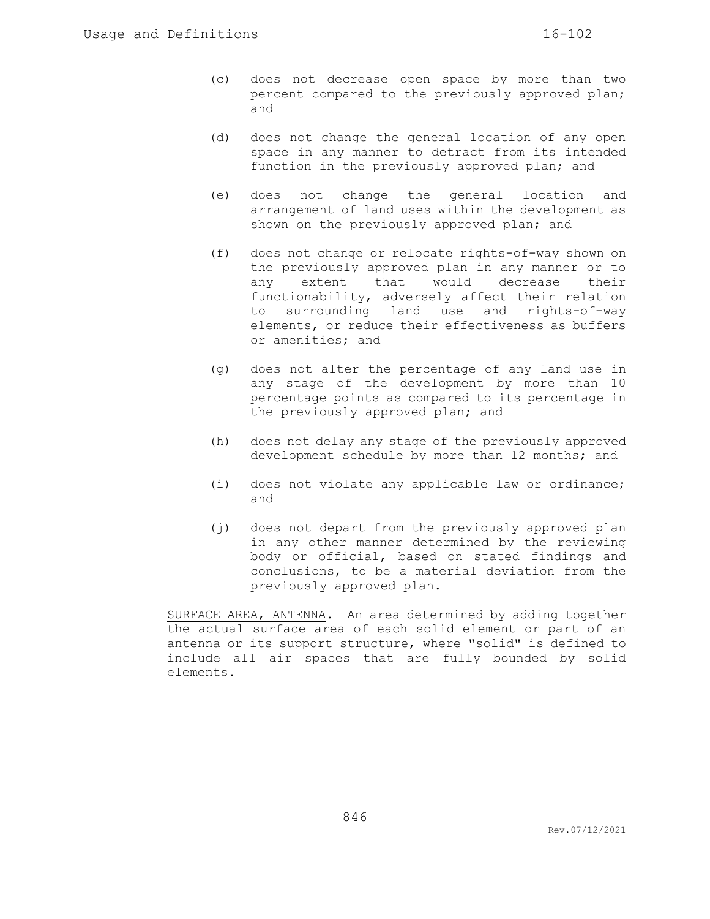(c) does not decrease open space by more than two percent compared to the previously approved plan; and

(d) does not change the general location of any open space in any manner to detract from its intended function in the previously approved plan; and

(e) does not change the general location and arrangement of land uses within the development as shown on the previously approved plan; and

(f) does not change or relocate rights-of-way shown on the previously approved plan in any manner or to any extent that would decrease their functionability, adversely affect their relation to surrounding land use and rights-of-way elements, or reduce their effectiveness as buffers or amenities; and

(g) does not alter the percentage of any land use in any stage of the development by more than 10 percentage points as compared to its percentage in the previously approved plan; and

(h) does not delay any stage of the previously approved development schedule by more than 12 months; and

(i) does not violate any applicable law or ordinance; and

(j) does not depart from the previously approved plan in any other manner determined by the reviewing body or official, based on stated findings and conclusions, to be a material deviation from the previously approved plan.

<u>SURFACE AREA, ANTENNA</u>. An area determined by adding together the actual surface area of each solid element or part of an antenna or its support structure, where "solid" is defined to include all air spaces that are fully bounded by solid elements.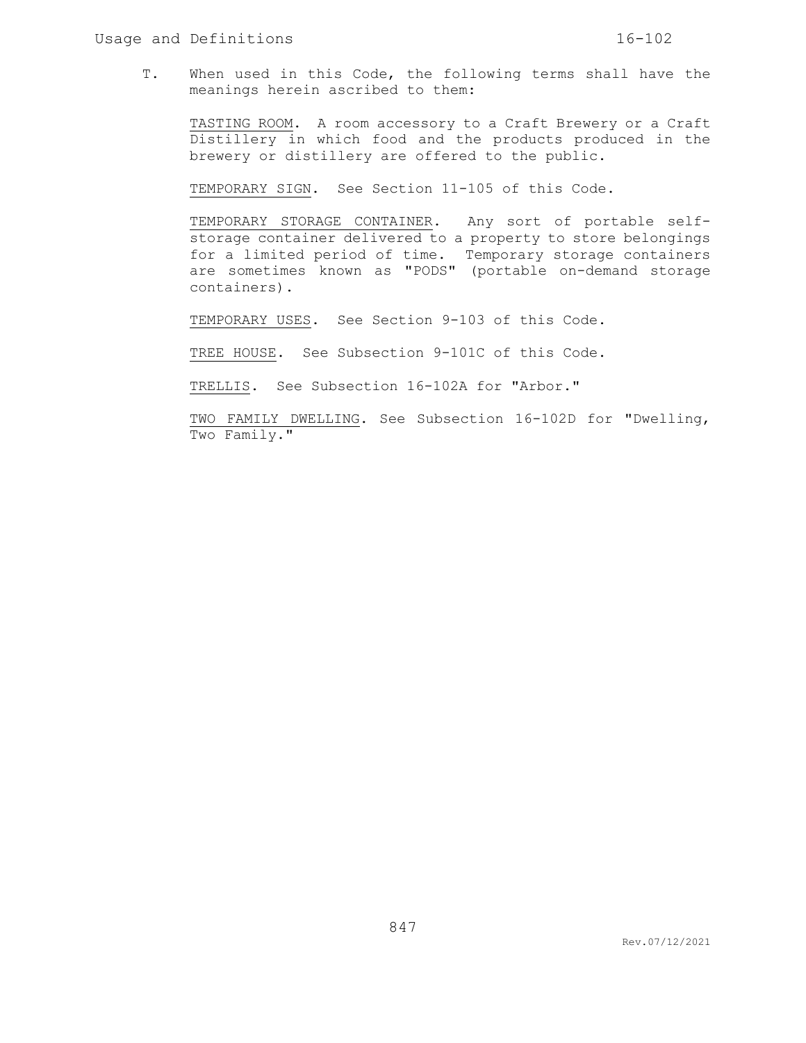T. When used in this Code, the following terms shall have the meanings herein ascribed to them:

<u>TASTING ROOM</u>. A room accessory to a Craft Brewery or a Craft Distillery in which food and the products produced in the brewery or distillery are offered to the public.

<u>TEMPORARY SIGN</u>. See Section 11-105 of this Code.

<u>TEMPORARY STORAGE CONTAINER</u>. Any sort of portable self-storage container delivered to a property to store belongings for a limited period of time. Temporary storage containers are sometimes known as "PODS" (portable on-demand storage containers).

<u>TEMPORARY USES</u>. See Section 9-103 of this Code.

<u>TREE HOUSE</u>. See Subsection 9-101C of this Code.

<u>TRELLIS</u>. See Subsection 16-102A for "Arbor."

<u>TWO FAMILY DWELLING</u>. See Subsection 16-102D for "Dwelling, Two Family."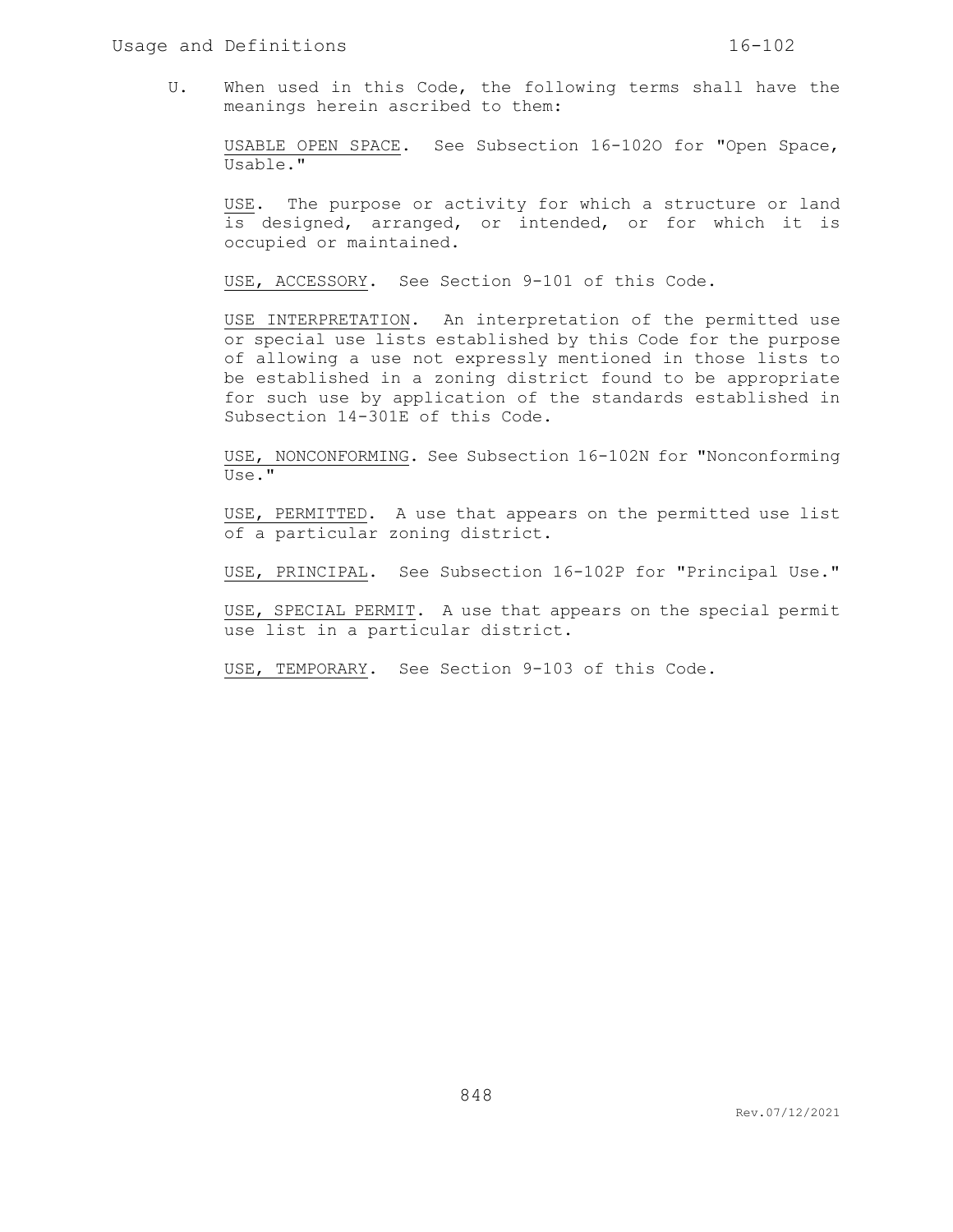U. When used in this Code, the following terms shall have the meanings herein ascribed to them:

<u>USABLE OPEN SPACE</u>. See Subsection 16-102O for "Open Space, Usable."

<u>USE</u>. The purpose or activity for which a structure or land is designed, arranged, or intended, or for which it is occupied or maintained.

<u>USE, ACCESSORY</u>. See Section 9-101 of this Code.

<u>USE INTERPRETATION</u>. An interpretation of the permitted use or special use lists established by this Code for the purpose of allowing a use not expressly mentioned in those lists to be established in a zoning district found to be appropriate for such use by application of the standards established in Subsection 14-301E of this Code.

<u>USE, NONCONFORMING</u>. See Subsection 16-102N for "Nonconforming Use."

<u>USE, PERMITTED</u>. A use that appears on the permitted use list of a particular zoning district.

<u>USE, PRINCIPAL</u>. See Subsection 16-102P for "Principal Use."

<u>USE, SPECIAL PERMIT</u>. A use that appears on the special permit use list in a particular district.

<u>USE, TEMPORARY</u>. See Section 9-103 of this Code.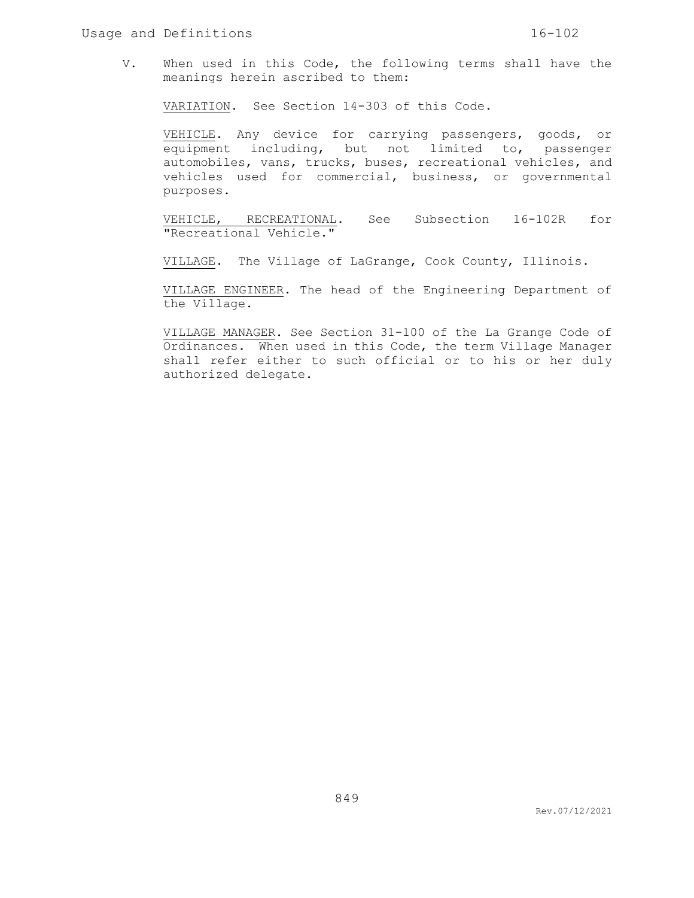V. When used in this Code, the following terms shall have the meanings herein ascribed to them:

VARIATION. See Section 14-303 of this Code.

VEHICLE. Any device for carrying passengers, goods, or equipment including, but not limited to, passenger automobiles, vans, trucks, buses, recreational vehicles, and vehicles used for commercial, business, or governmental purposes.

VEHICLE, RECREATIONAL. See Subsection 16-102R for "Recreational Vehicle."

VILLAGE. The Village of LaGrange, Cook County, Illinois.

VILLAGE ENGINEER. The head of the Engineering Department of the Village.

VILLAGE MANAGER. See Section 31-100 of the La Grange Code of Ordinances. When used in this Code, the term Village Manager shall refer either to such official or to his or her duly authorized delegate.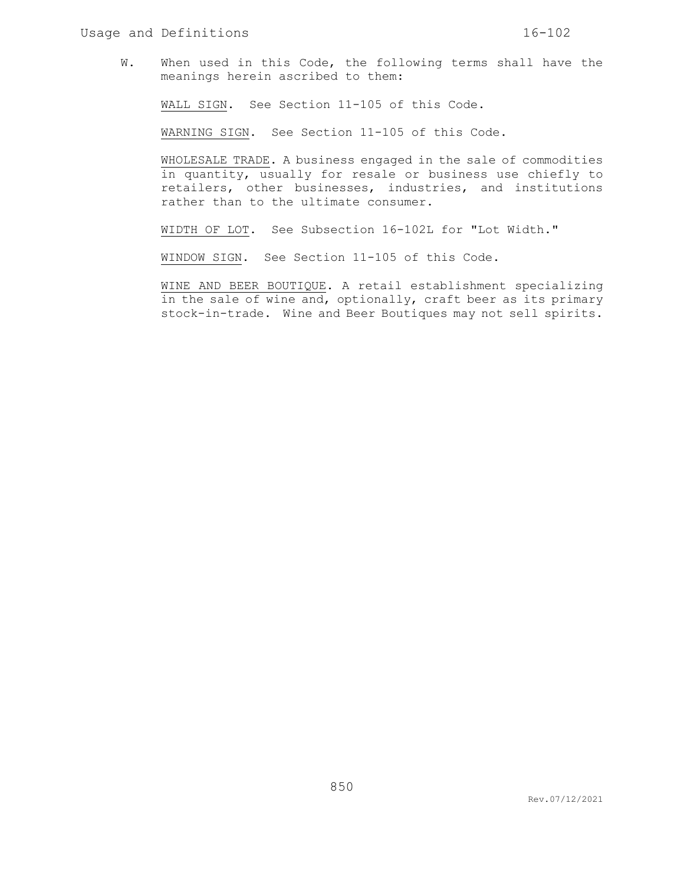W. When used in this Code, the following terms shall have the meanings herein ascribed to them:

<u>WALL SIGN</u>. See Section 11-105 of this Code.

<u>WARNING SIGN</u>. See Section 11-105 of this Code.

<u>WHOLESALE TRADE</u>. A business engaged in the sale of commodities in quantity, usually for resale or business use chiefly to retailers, other businesses, industries, and institutions rather than to the ultimate consumer.

<u>WIDTH OF LOT</u>. See Subsection 16-102L for "Lot Width."

<u>WINDOW SIGN</u>. See Section 11-105 of this Code.

<u>WINE AND BEER BOUTIQUE</u>. A retail establishment specializing in the sale of wine and, optionally, craft beer as its primary stock-in-trade. Wine and Beer Boutiques may not sell spirits.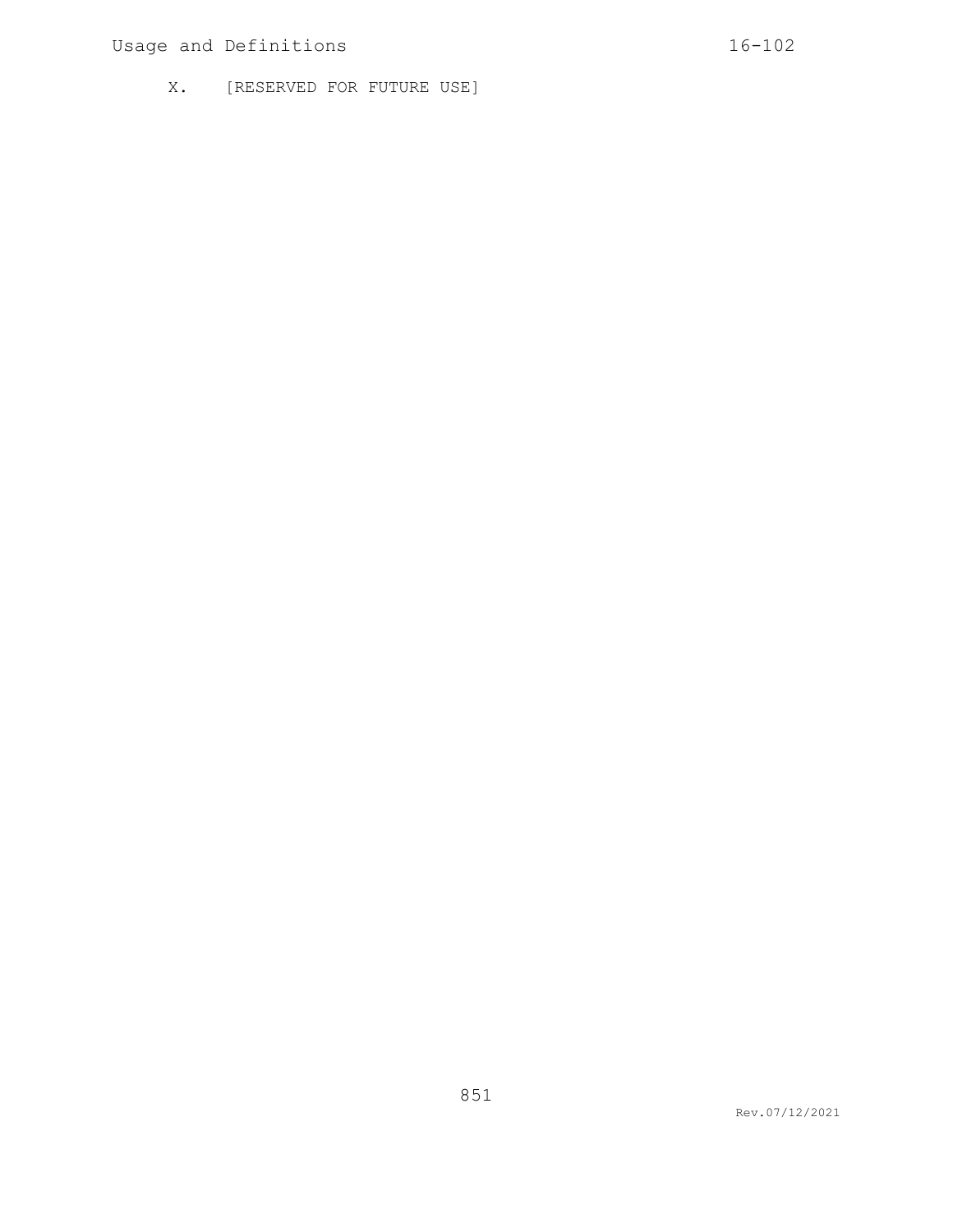X. [RESERVED FOR FUTURE USE]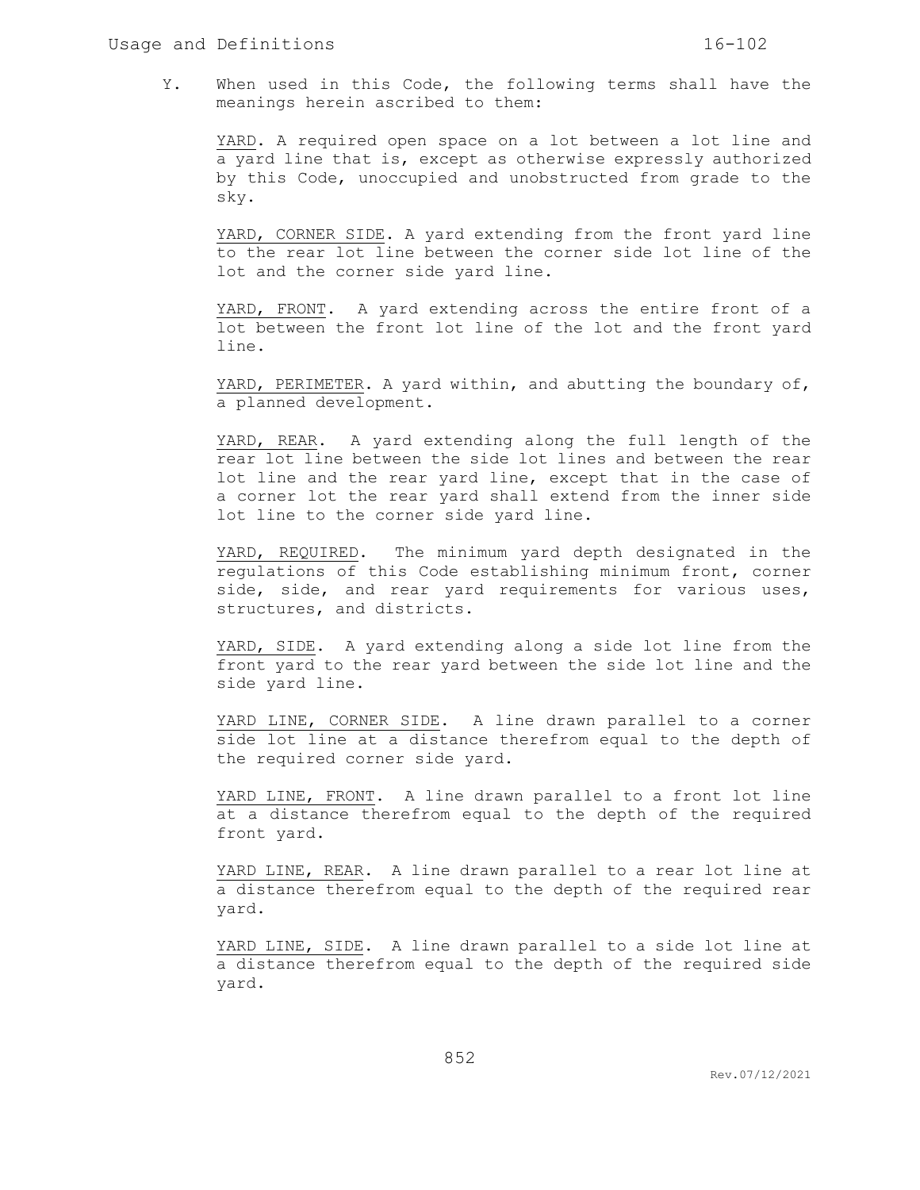Y. When used in this Code, the following terms shall have the meanings herein ascribed to them:

YARD. A required open space on a lot between a lot line and a yard line that is, except as otherwise expressly authorized by this Code, unoccupied and unobstructed from grade to the sky.

YARD, CORNER SIDE. A yard extending from the front yard line to the rear lot line between the corner side lot line of the lot and the corner side yard line.

YARD, FRONT. A yard extending across the entire front of a lot between the front lot line of the lot and the front yard line.

YARD, PERIMETER. A yard within, and abutting the boundary of, a planned development.

YARD, REAR. A yard extending along the full length of the rear lot line between the side lot lines and between the rear lot line and the rear yard line, except that in the case of a corner lot the rear yard shall extend from the inner side lot line to the corner side yard line.

YARD, REQUIRED. The minimum yard depth designated in the regulations of this Code establishing minimum front, corner side, side, and rear yard requirements for various uses, structures, and districts.

YARD, SIDE. A yard extending along a side lot line from the front yard to the rear yard between the side lot line and the side yard line.

YARD LINE, CORNER SIDE. A line drawn parallel to a corner side lot line at a distance therefrom equal to the depth of the required corner side yard.

YARD LINE, FRONT. A line drawn parallel to a front lot line at a distance therefrom equal to the depth of the required front yard.

YARD LINE, REAR. A line drawn parallel to a rear lot line at a distance therefrom equal to the depth of the required rear yard.

YARD LINE, SIDE. A line drawn parallel to a side lot line at a distance therefrom equal to the depth of the required side yard.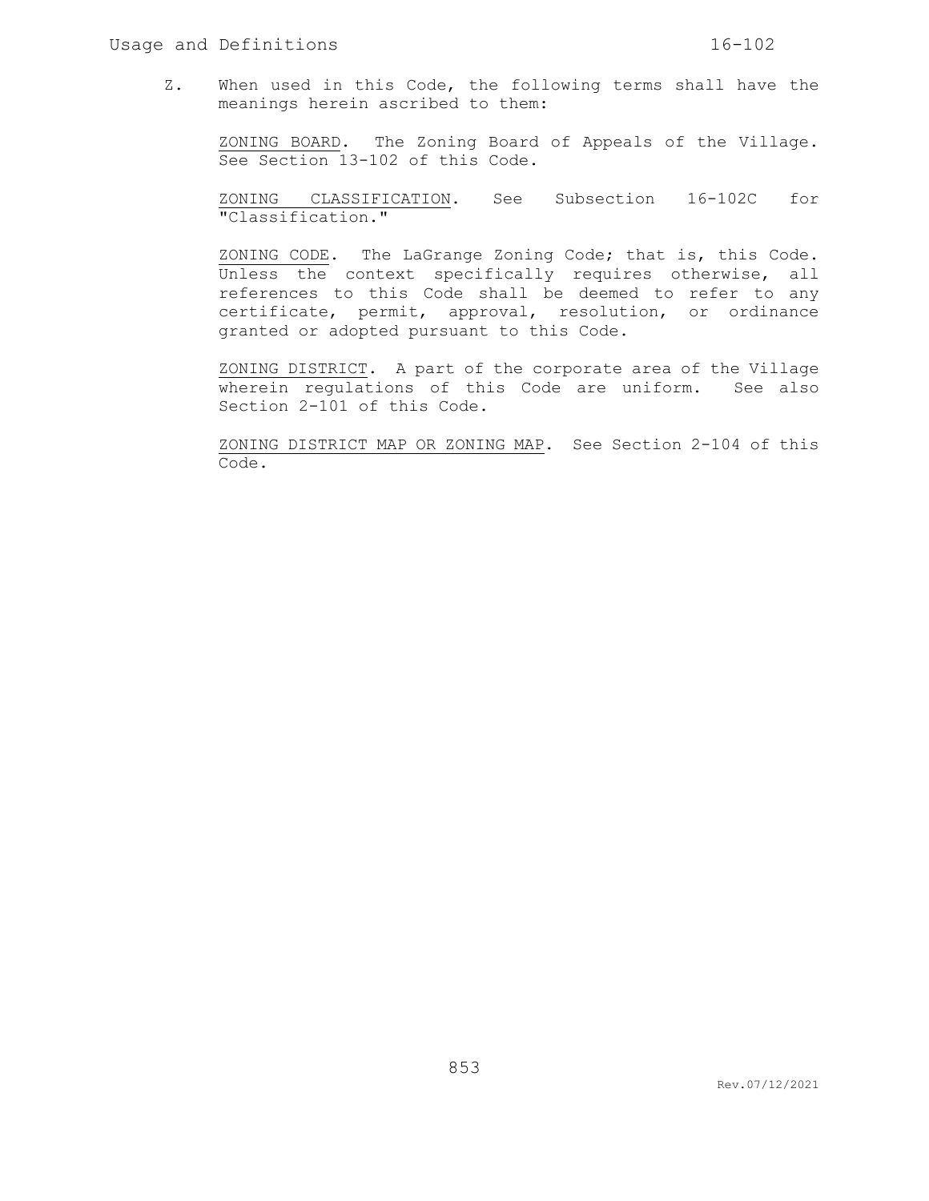Z. When used in this Code, the following terms shall have the meanings herein ascribed to them:

ZONING BOARD. The Zoning Board of Appeals of the Village. See Section 13-102 of this Code.

ZONING CLASSIFICATION. See Subsection 16-102C for "Classification."

ZONING CODE. The LaGrange Zoning Code; that is, this Code. Unless the context specifically requires otherwise, all references to this Code shall be deemed to refer to any certificate, permit, approval, resolution, or ordinance granted or adopted pursuant to this Code.

ZONING DISTRICT. A part of the corporate area of the Village wherein regulations of this Code are uniform. See also Section 2-101 of this Code.

ZONING DISTRICT MAP OR ZONING MAP. See Section 2-104 of this Code.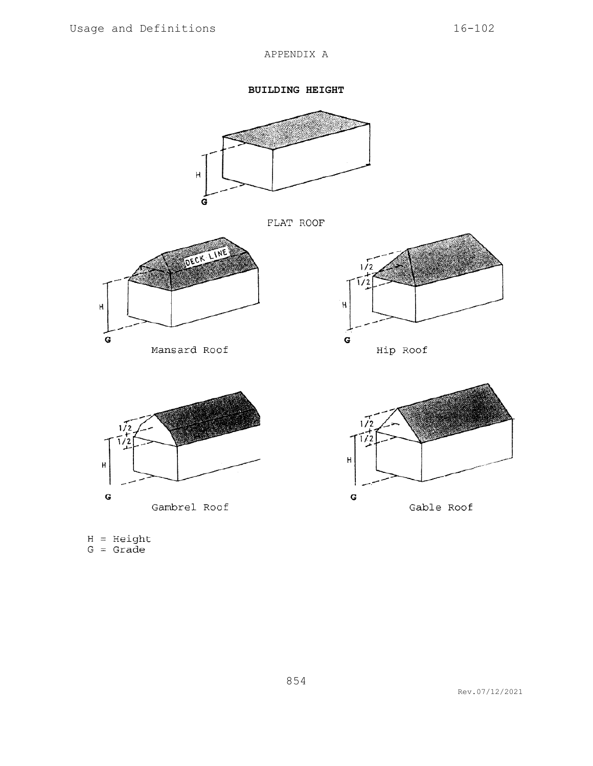APPENDIX A

**BUILDING HEIGHT**

FLAT ROOF

Mansard Roof

Hip Roof

Gambrel Roof

Gable Roof

H = Height
G = Grade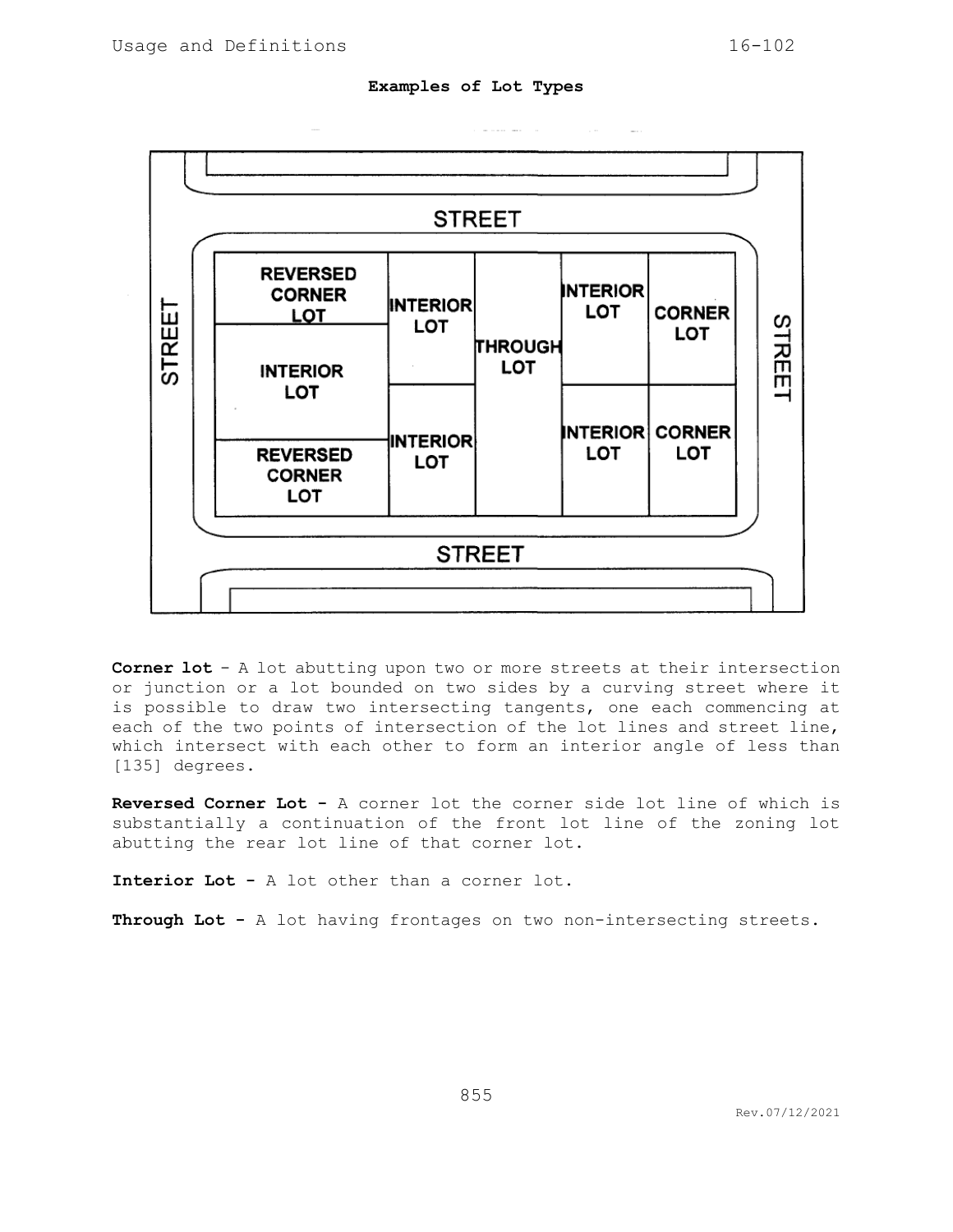**Examples of Lot Types**

STREET

STREET

STREET

STREET

REVERSED CORNER LOT

INTERIOR LOT

REVERSED CORNER LOT

INTERIOR LOT

INTERIOR LOT

THROUGH LOT

INTERIOR LOT

INTERIOR LOT

CORNER LOT

CORNER LOT

**Corner lot** - A lot abutting upon two or more streets at their intersection or junction or a lot bounded on two sides by a curving street where it is possible to draw two intersecting tangents, one each commencing at each of the two points of intersection of the lot lines and street line, which intersect with each other to form an interior angle of less than [135] degrees.

**Reversed Corner Lot -** A corner lot the corner side lot line of which is substantially a continuation of the front lot line of the zoning lot abutting the rear lot line of that corner lot.

**Interior Lot -** A lot other than a corner lot.

**Through Lot -** A lot having frontages on two non-intersecting streets.